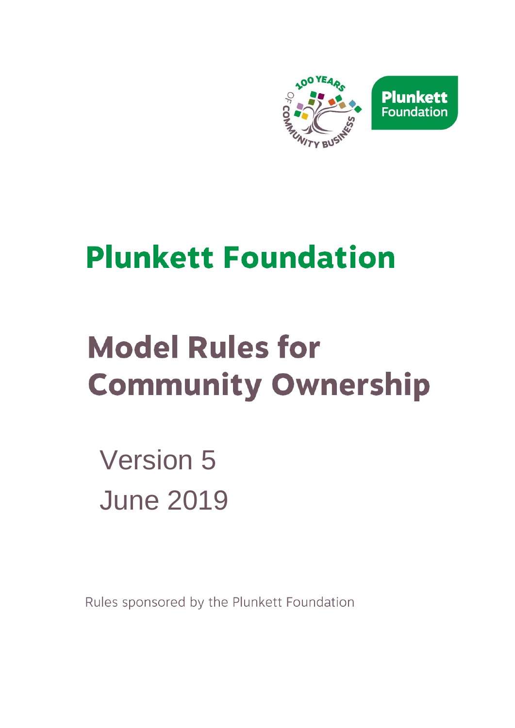# Plunkett Foundation

# Model Rules for Community Ownership

Version 5

June 2019

Rules sponsored by the Plunkett Foundation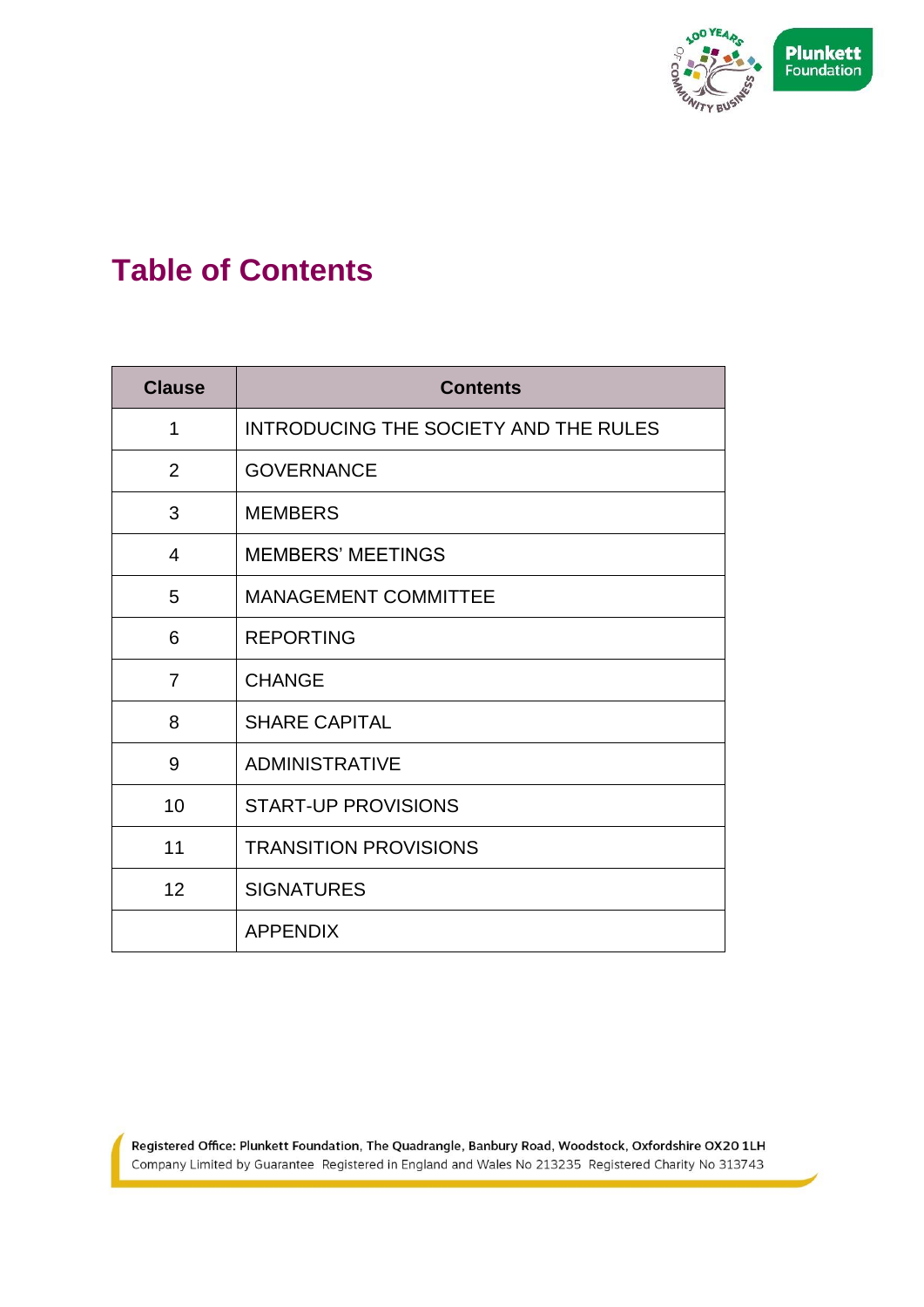# Table of Contents

| Clause | Contents |
|---|---|
| 1 | INTRODUCING THE SOCIETY AND THE RULES |
| 2 | GOVERNANCE |
| 3 | MEMBERS |
| 4 | MEMBERS' MEETINGS |
| 5 | MANAGEMENT COMMITTEE |
| 6 | REPORTING |
| 7 | CHANGE |
| 8 | SHARE CAPITAL |
| 9 | ADMINISTRATIVE |
| 10 | START-UP PROVISIONS |
| 11 | TRANSITION PROVISIONS |
| 12 | SIGNATURES |
| | APPENDIX |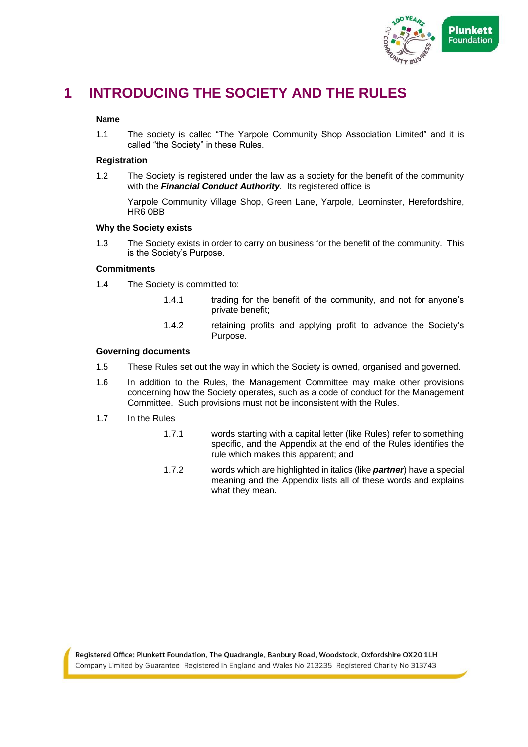# 1 INTRODUCING THE SOCIETY AND THE RULES

**Name**

1.1 The society is called "The Yarpole Community Shop Association Limited" and it is called "the Society" in these Rules.

**Registration**

1.2 The Society is registered under the law as a society for the benefit of the community with the ***Financial Conduct Authority***. Its registered office is

Yarpole Community Village Shop, Green Lane, Yarpole, Leominster, Herefordshire, HR6 0BB

**Why the Society exists**

1.3 The Society exists in order to carry on business for the benefit of the community. This is the Society's Purpose.

**Commitments**

1.4 The Society is committed to:

1.4.1 trading for the benefit of the community, and not for anyone's private benefit;

1.4.2 retaining profits and applying profit to advance the Society's Purpose.

**Governing documents**

1.5 These Rules set out the way in which the Society is owned, organised and governed.

1.6 In addition to the Rules, the Management Committee may make other provisions concerning how the Society operates, such as a code of conduct for the Management Committee. Such provisions must not be inconsistent with the Rules.

1.7 In the Rules

1.7.1 words starting with a capital letter (like Rules) refer to something specific, and the Appendix at the end of the Rules identifies the rule which makes this apparent; and

1.7.2 words which are highlighted in italics (like ***partner***) have a special meaning and the Appendix lists all of these words and explains what they mean.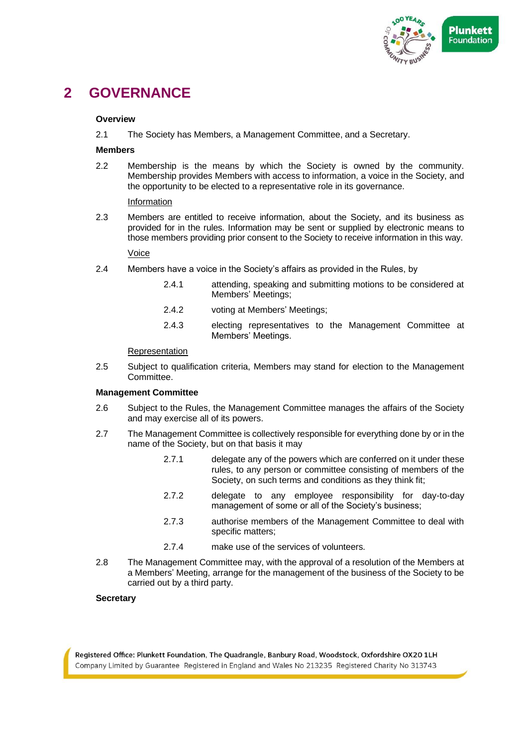# 2 GOVERNANCE

**Overview**

2.1 The Society has Members, a Management Committee, and a Secretary.

**Members**

2.2 Membership is the means by which the Society is owned by the community. Membership provides Members with access to information, a voice in the Society, and the opportunity to be elected to a representative role in its governance.

Information

2.3 Members are entitled to receive information, about the Society, and its business as provided for in the rules. Information may be sent or supplied by electronic means to those members providing prior consent to the Society to receive information in this way.

Voice

2.4 Members have a voice in the Society's affairs as provided in the Rules, by

2.4.1 attending, speaking and submitting motions to be considered at Members' Meetings;

2.4.2 voting at Members' Meetings;

2.4.3 electing representatives to the Management Committee at Members' Meetings.

Representation

2.5 Subject to qualification criteria, Members may stand for election to the Management Committee.

**Management Committee**

2.6 Subject to the Rules, the Management Committee manages the affairs of the Society and may exercise all of its powers.

2.7 The Management Committee is collectively responsible for everything done by or in the name of the Society, but on that basis it may

2.7.1 delegate any of the powers which are conferred on it under these rules, to any person or committee consisting of members of the Society, on such terms and conditions as they think fit;

2.7.2 delegate to any employee responsibility for day-to-day management of some or all of the Society's business;

2.7.3 authorise members of the Management Committee to deal with specific matters;

2.7.4 make use of the services of volunteers.

2.8 The Management Committee may, with the approval of a resolution of the Members at a Members' Meeting, arrange for the management of the business of the Society to be carried out by a third party.

**Secretary**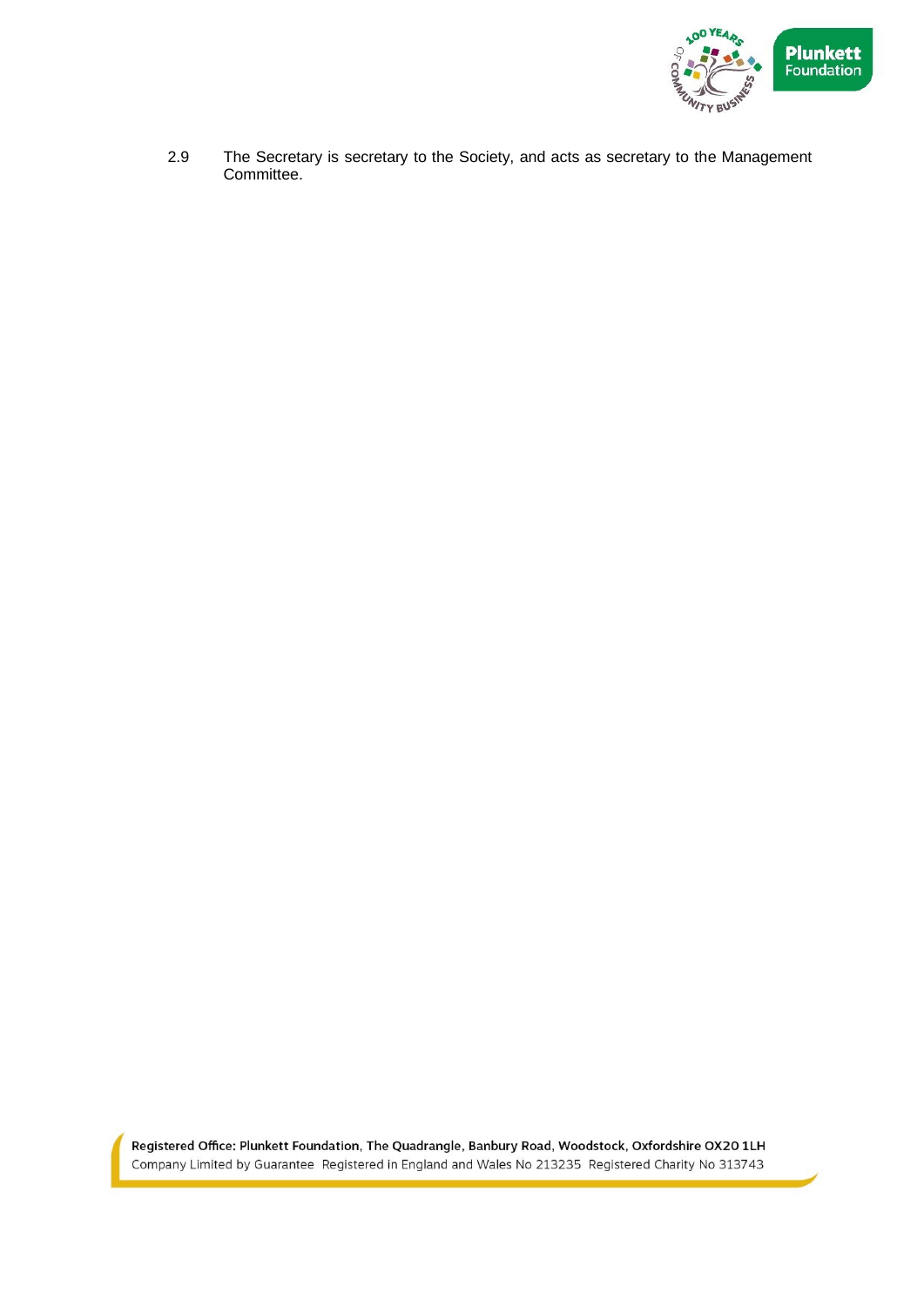2.9 The Secretary is secretary to the Society, and acts as secretary to the Management Committee.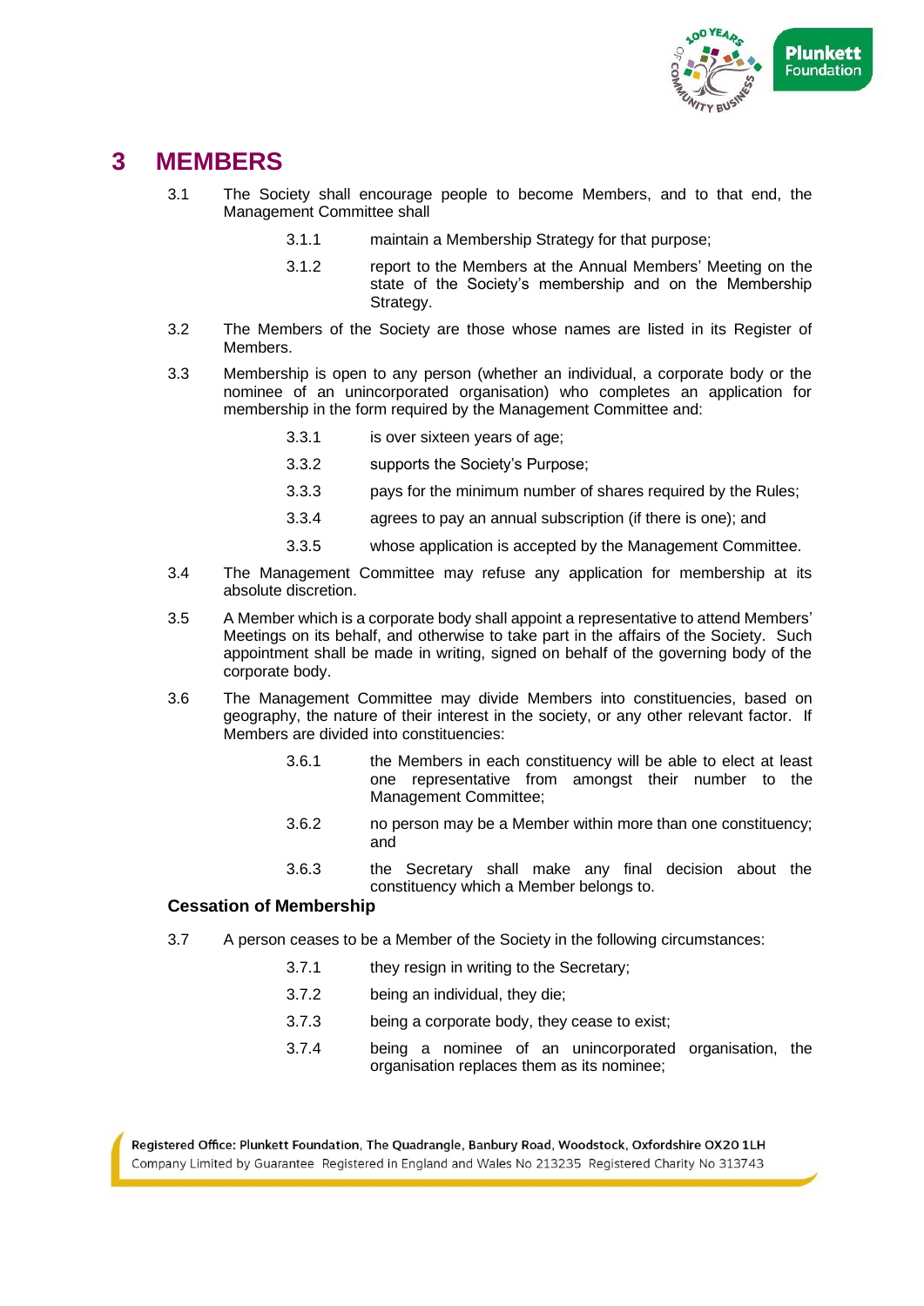# 3 MEMBERS

3.1 The Society shall encourage people to become Members, and to that end, the Management Committee shall

3.1.1 maintain a Membership Strategy for that purpose;

3.1.2 report to the Members at the Annual Members' Meeting on the state of the Society's membership and on the Membership Strategy.

3.2 The Members of the Society are those whose names are listed in its Register of Members.

3.3 Membership is open to any person (whether an individual, a corporate body or the nominee of an unincorporated organisation) who completes an application for membership in the form required by the Management Committee and:

3.3.1 is over sixteen years of age;

3.3.2 supports the Society's Purpose;

3.3.3 pays for the minimum number of shares required by the Rules;

3.3.4 agrees to pay an annual subscription (if there is one); and

3.3.5 whose application is accepted by the Management Committee.

3.4 The Management Committee may refuse any application for membership at its absolute discretion.

3.5 A Member which is a corporate body shall appoint a representative to attend Members' Meetings on its behalf, and otherwise to take part in the affairs of the Society. Such appointment shall be made in writing, signed on behalf of the governing body of the corporate body.

3.6 The Management Committee may divide Members into constituencies, based on geography, the nature of their interest in the society, or any other relevant factor. If Members are divided into constituencies:

3.6.1 the Members in each constituency will be able to elect at least one representative from amongst their number to the Management Committee;

3.6.2 no person may be a Member within more than one constituency; and

3.6.3 the Secretary shall make any final decision about the constituency which a Member belongs to.

### Cessation of Membership

3.7 A person ceases to be a Member of the Society in the following circumstances:

3.7.1 they resign in writing to the Secretary;

3.7.2 being an individual, they die;

3.7.3 being a corporate body, they cease to exist;

3.7.4 being a nominee of an unincorporated organisation, the organisation replaces them as its nominee;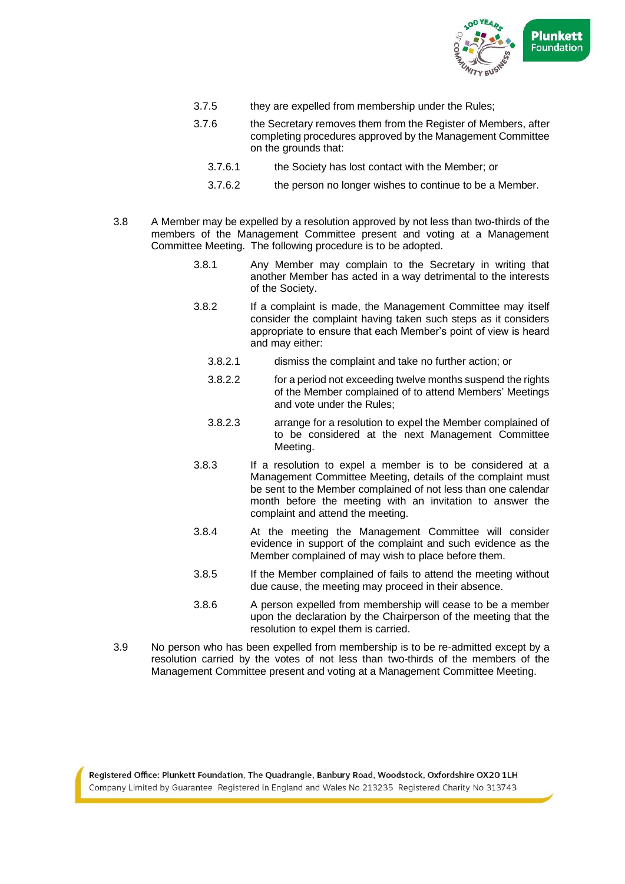3.7.5 they are expelled from membership under the Rules;

3.7.6 the Secretary removes them from the Register of Members, after completing procedures approved by the Management Committee on the grounds that:

3.7.6.1 the Society has lost contact with the Member; or

3.7.6.2 the person no longer wishes to continue to be a Member.

3.8 A Member may be expelled by a resolution approved by not less than two-thirds of the members of the Management Committee present and voting at a Management Committee Meeting. The following procedure is to be adopted.

3.8.1 Any Member may complain to the Secretary in writing that another Member has acted in a way detrimental to the interests of the Society.

3.8.2 If a complaint is made, the Management Committee may itself consider the complaint having taken such steps as it considers appropriate to ensure that each Member's point of view is heard and may either:

3.8.2.1 dismiss the complaint and take no further action; or

3.8.2.2 for a period not exceeding twelve months suspend the rights of the Member complained of to attend Members' Meetings and vote under the Rules;

3.8.2.3 arrange for a resolution to expel the Member complained of to be considered at the next Management Committee Meeting.

3.8.3 If a resolution to expel a member is to be considered at a Management Committee Meeting, details of the complaint must be sent to the Member complained of not less than one calendar month before the meeting with an invitation to answer the complaint and attend the meeting.

3.8.4 At the meeting the Management Committee will consider evidence in support of the complaint and such evidence as the Member complained of may wish to place before them.

3.8.5 If the Member complained of fails to attend the meeting without due cause, the meeting may proceed in their absence.

3.8.6 A person expelled from membership will cease to be a member upon the declaration by the Chairperson of the meeting that the resolution to expel them is carried.

3.9 No person who has been expelled from membership is to be re-admitted except by a resolution carried by the votes of not less than two-thirds of the members of the Management Committee present and voting at a Management Committee Meeting.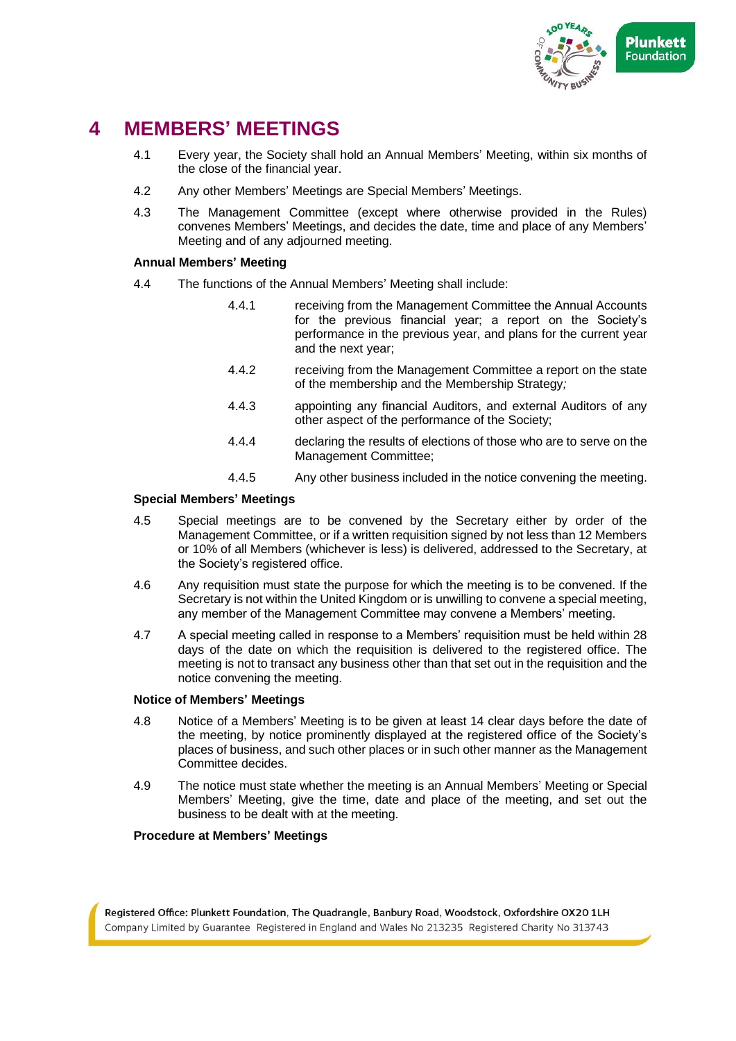# 4 MEMBERS' MEETINGS

4.1 Every year, the Society shall hold an Annual Members' Meeting, within six months of the close of the financial year.

4.2 Any other Members' Meetings are Special Members' Meetings.

4.3 The Management Committee (except where otherwise provided in the Rules) convenes Members' Meetings, and decides the date, time and place of any Members' Meeting and of any adjourned meeting.

**Annual Members' Meeting**

4.4 The functions of the Annual Members' Meeting shall include:

4.4.1 receiving from the Management Committee the Annual Accounts for the previous financial year; a report on the Society's performance in the previous year, and plans for the current year and the next year;

4.4.2 receiving from the Management Committee a report on the state of the membership and the Membership Strategy*;*

4.4.3 appointing any financial Auditors, and external Auditors of any other aspect of the performance of the Society;

4.4.4 declaring the results of elections of those who are to serve on the Management Committee;

4.4.5 Any other business included in the notice convening the meeting.

**Special Members' Meetings**

4.5 Special meetings are to be convened by the Secretary either by order of the Management Committee, or if a written requisition signed by not less than 12 Members or 10% of all Members (whichever is less) is delivered, addressed to the Secretary, at the Society's registered office.

4.6 Any requisition must state the purpose for which the meeting is to be convened. If the Secretary is not within the United Kingdom or is unwilling to convene a special meeting, any member of the Management Committee may convene a Members' meeting.

4.7 A special meeting called in response to a Members' requisition must be held within 28 days of the date on which the requisition is delivered to the registered office. The meeting is not to transact any business other than that set out in the requisition and the notice convening the meeting.

**Notice of Members' Meetings**

4.8 Notice of a Members' Meeting is to be given at least 14 clear days before the date of the meeting, by notice prominently displayed at the registered office of the Society's places of business, and such other places or in such other manner as the Management Committee decides.

4.9 The notice must state whether the meeting is an Annual Members' Meeting or Special Members' Meeting, give the time, date and place of the meeting, and set out the business to be dealt with at the meeting.

**Procedure at Members' Meetings**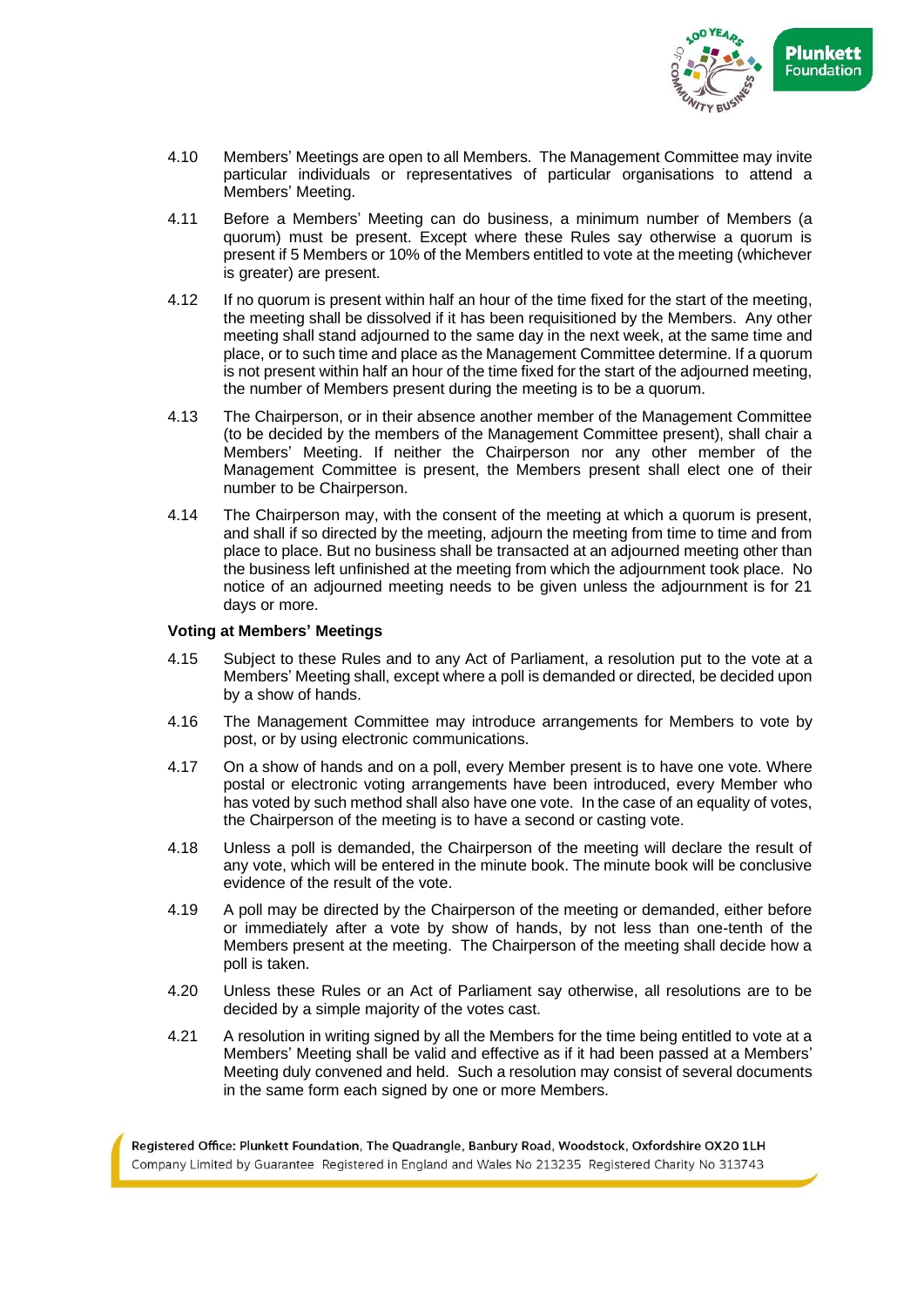4.10 Members' Meetings are open to all Members. The Management Committee may invite particular individuals or representatives of particular organisations to attend a Members' Meeting.

4.11 Before a Members' Meeting can do business, a minimum number of Members (a quorum) must be present. Except where these Rules say otherwise a quorum is present if 5 Members or 10% of the Members entitled to vote at the meeting (whichever is greater) are present.

4.12 If no quorum is present within half an hour of the time fixed for the start of the meeting, the meeting shall be dissolved if it has been requisitioned by the Members. Any other meeting shall stand adjourned to the same day in the next week, at the same time and place, or to such time and place as the Management Committee determine. If a quorum is not present within half an hour of the time fixed for the start of the adjourned meeting, the number of Members present during the meeting is to be a quorum.

4.13 The Chairperson, or in their absence another member of the Management Committee (to be decided by the members of the Management Committee present), shall chair a Members' Meeting. If neither the Chairperson nor any other member of the Management Committee is present, the Members present shall elect one of their number to be Chairperson.

4.14 The Chairperson may, with the consent of the meeting at which a quorum is present, and shall if so directed by the meeting, adjourn the meeting from time to time and from place to place. But no business shall be transacted at an adjourned meeting other than the business left unfinished at the meeting from which the adjournment took place. No notice of an adjourned meeting needs to be given unless the adjournment is for 21 days or more.

**Voting at Members' Meetings**

4.15 Subject to these Rules and to any Act of Parliament, a resolution put to the vote at a Members' Meeting shall, except where a poll is demanded or directed, be decided upon by a show of hands.

4.16 The Management Committee may introduce arrangements for Members to vote by post, or by using electronic communications.

4.17 On a show of hands and on a poll, every Member present is to have one vote. Where postal or electronic voting arrangements have been introduced, every Member who has voted by such method shall also have one vote. In the case of an equality of votes, the Chairperson of the meeting is to have a second or casting vote.

4.18 Unless a poll is demanded, the Chairperson of the meeting will declare the result of any vote, which will be entered in the minute book. The minute book will be conclusive evidence of the result of the vote.

4.19 A poll may be directed by the Chairperson of the meeting or demanded, either before or immediately after a vote by show of hands, by not less than one-tenth of the Members present at the meeting. The Chairperson of the meeting shall decide how a poll is taken.

4.20 Unless these Rules or an Act of Parliament say otherwise, all resolutions are to be decided by a simple majority of the votes cast.

4.21 A resolution in writing signed by all the Members for the time being entitled to vote at a Members' Meeting shall be valid and effective as if it had been passed at a Members' Meeting duly convened and held. Such a resolution may consist of several documents in the same form each signed by one or more Members.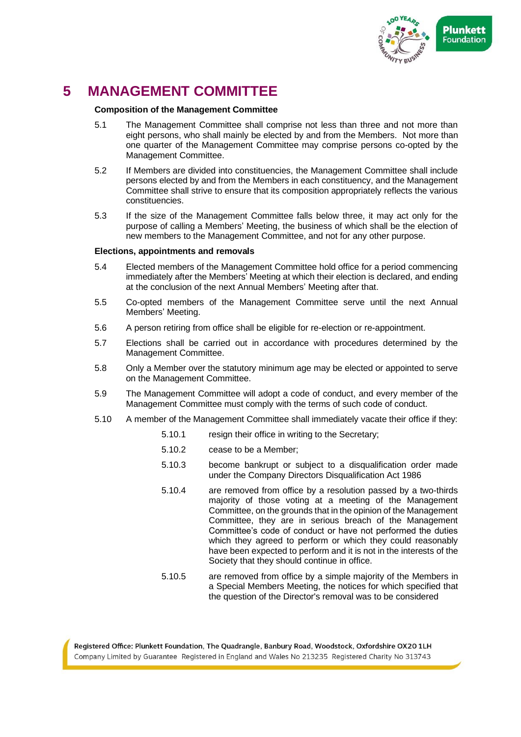# 5 MANAGEMENT COMMITTEE

**Composition of the Management Committee**

5.1 The Management Committee shall comprise not less than three and not more than eight persons, who shall mainly be elected by and from the Members. Not more than one quarter of the Management Committee may comprise persons co-opted by the Management Committee.

5.2 If Members are divided into constituencies, the Management Committee shall include persons elected by and from the Members in each constituency, and the Management Committee shall strive to ensure that its composition appropriately reflects the various constituencies.

5.3 If the size of the Management Committee falls below three, it may act only for the purpose of calling a Members' Meeting, the business of which shall be the election of new members to the Management Committee, and not for any other purpose.

**Elections, appointments and removals**

5.4 Elected members of the Management Committee hold office for a period commencing immediately after the Members' Meeting at which their election is declared, and ending at the conclusion of the next Annual Members' Meeting after that.

5.5 Co-opted members of the Management Committee serve until the next Annual Members' Meeting.

5.6 A person retiring from office shall be eligible for re-election or re-appointment.

5.7 Elections shall be carried out in accordance with procedures determined by the Management Committee.

5.8 Only a Member over the statutory minimum age may be elected or appointed to serve on the Management Committee.

5.9 The Management Committee will adopt a code of conduct, and every member of the Management Committee must comply with the terms of such code of conduct.

5.10 A member of the Management Committee shall immediately vacate their office if they:

5.10.1 resign their office in writing to the Secretary;

5.10.2 cease to be a Member;

5.10.3 become bankrupt or subject to a disqualification order made under the Company Directors Disqualification Act 1986

5.10.4 are removed from office by a resolution passed by a two-thirds majority of those voting at a meeting of the Management Committee, on the grounds that in the opinion of the Management Committee, they are in serious breach of the Management Committee's code of conduct or have not performed the duties which they agreed to perform or which they could reasonably have been expected to perform and it is not in the interests of the Society that they should continue in office.

5.10.5 are removed from office by a simple majority of the Members in a Special Members Meeting, the notices for which specified that the question of the Director's removal was to be considered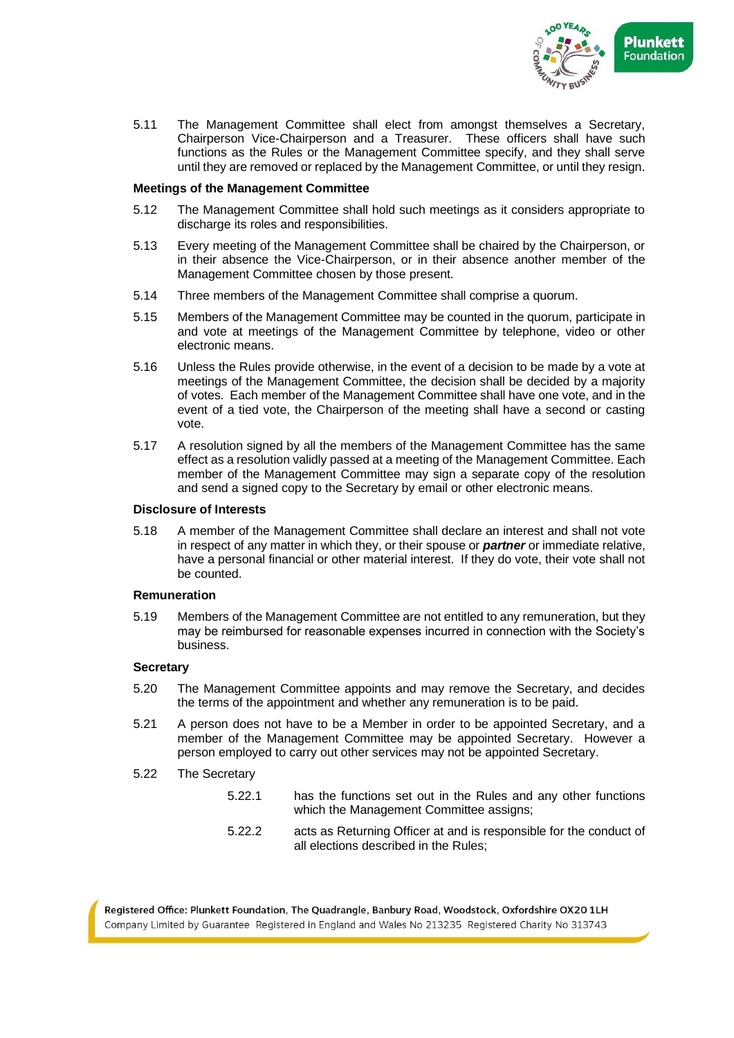5.11 The Management Committee shall elect from amongst themselves a Secretary, Chairperson Vice-Chairperson and a Treasurer. These officers shall have such functions as the Rules or the Management Committee specify, and they shall serve until they are removed or replaced by the Management Committee, or until they resign.

**Meetings of the Management Committee**

5.12 The Management Committee shall hold such meetings as it considers appropriate to discharge its roles and responsibilities.

5.13 Every meeting of the Management Committee shall be chaired by the Chairperson, or in their absence the Vice-Chairperson, or in their absence another member of the Management Committee chosen by those present.

5.14 Three members of the Management Committee shall comprise a quorum.

5.15 Members of the Management Committee may be counted in the quorum, participate in and vote at meetings of the Management Committee by telephone, video or other electronic means.

5.16 Unless the Rules provide otherwise, in the event of a decision to be made by a vote at meetings of the Management Committee, the decision shall be decided by a majority of votes. Each member of the Management Committee shall have one vote, and in the event of a tied vote, the Chairperson of the meeting shall have a second or casting vote.

5.17 A resolution signed by all the members of the Management Committee has the same effect as a resolution validly passed at a meeting of the Management Committee. Each member of the Management Committee may sign a separate copy of the resolution and send a signed copy to the Secretary by email or other electronic means.

**Disclosure of Interests**

5.18 A member of the Management Committee shall declare an interest and shall not vote in respect of any matter in which they, or their spouse or ***partner*** or immediate relative, have a personal financial or other material interest. If they do vote, their vote shall not be counted.

**Remuneration**

5.19 Members of the Management Committee are not entitled to any remuneration, but they may be reimbursed for reasonable expenses incurred in connection with the Society's business.

**Secretary**

5.20 The Management Committee appoints and may remove the Secretary, and decides the terms of the appointment and whether any remuneration is to be paid.

5.21 A person does not have to be a Member in order to be appointed Secretary, and a member of the Management Committee may be appointed Secretary. However a person employed to carry out other services may not be appointed Secretary.

5.22 The Secretary

5.22.1 has the functions set out in the Rules and any other functions which the Management Committee assigns;

5.22.2 acts as Returning Officer at and is responsible for the conduct of all elections described in the Rules;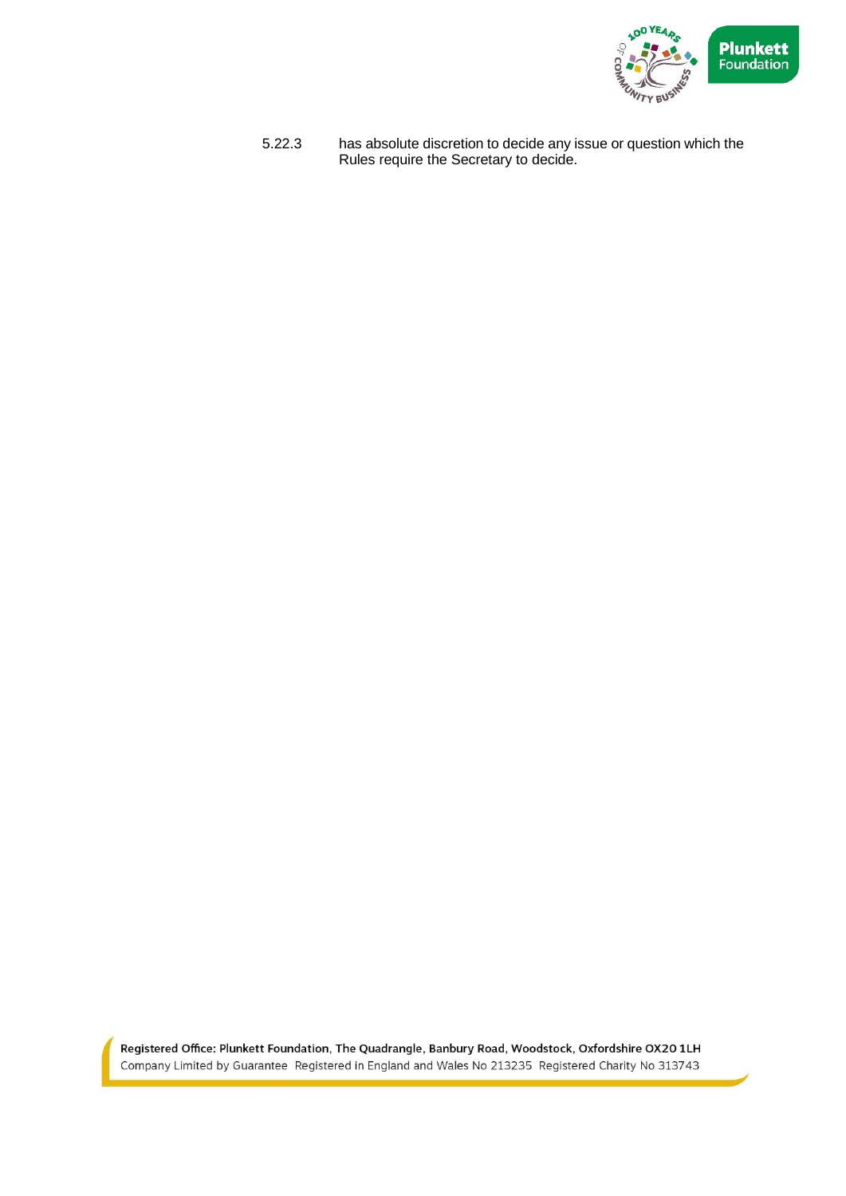5.22.3 has absolute discretion to decide any issue or question which the Rules require the Secretary to decide.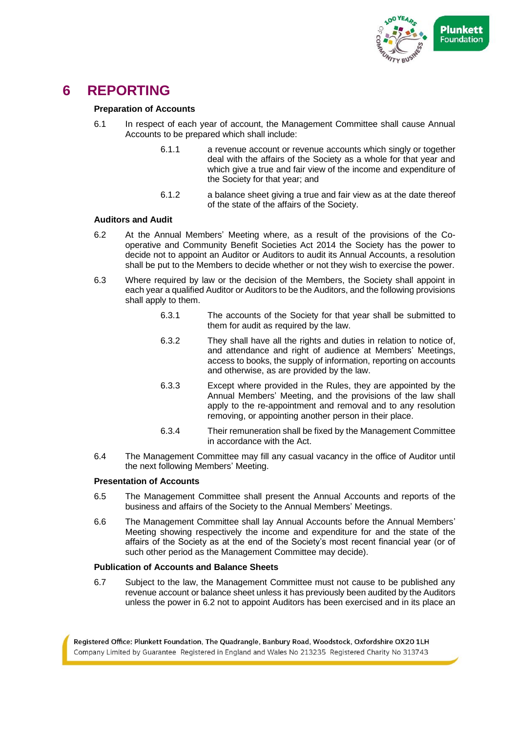# 6 REPORTING

**Preparation of Accounts**

6.1 In respect of each year of account, the Management Committee shall cause Annual Accounts to be prepared which shall include:

> 6.1.1 a revenue account or revenue accounts which singly or together deal with the affairs of the Society as a whole for that year and which give a true and fair view of the income and expenditure of the Society for that year; and
>
> 6.1.2 a balance sheet giving a true and fair view as at the date thereof of the state of the affairs of the Society.

**Auditors and Audit**

6.2 At the Annual Members' Meeting where, as a result of the provisions of the Co-operative and Community Benefit Societies Act 2014 the Society has the power to decide not to appoint an Auditor or Auditors to audit its Annual Accounts, a resolution shall be put to the Members to decide whether or not they wish to exercise the power.

6.3 Where required by law or the decision of the Members, the Society shall appoint in each year a qualified Auditor or Auditors to be the Auditors, and the following provisions shall apply to them.

> 6.3.1 The accounts of the Society for that year shall be submitted to them for audit as required by the law.
>
> 6.3.2 They shall have all the rights and duties in relation to notice of, and attendance and right of audience at Members' Meetings, access to books, the supply of information, reporting on accounts and otherwise, as are provided by the law.
>
> 6.3.3 Except where provided in the Rules, they are appointed by the Annual Members' Meeting, and the provisions of the law shall apply to the re-appointment and removal and to any resolution removing, or appointing another person in their place.
>
> 6.3.4 Their remuneration shall be fixed by the Management Committee in accordance with the Act.

6.4 The Management Committee may fill any casual vacancy in the office of Auditor until the next following Members' Meeting.

**Presentation of Accounts**

6.5 The Management Committee shall present the Annual Accounts and reports of the business and affairs of the Society to the Annual Members' Meetings.

6.6 The Management Committee shall lay Annual Accounts before the Annual Members' Meeting showing respectively the income and expenditure for and the state of the affairs of the Society as at the end of the Society's most recent financial year (or of such other period as the Management Committee may decide).

**Publication of Accounts and Balance Sheets**

6.7 Subject to the law, the Management Committee must not cause to be published any revenue account or balance sheet unless it has previously been audited by the Auditors unless the power in 6.2 not to appoint Auditors has been exercised and in its place an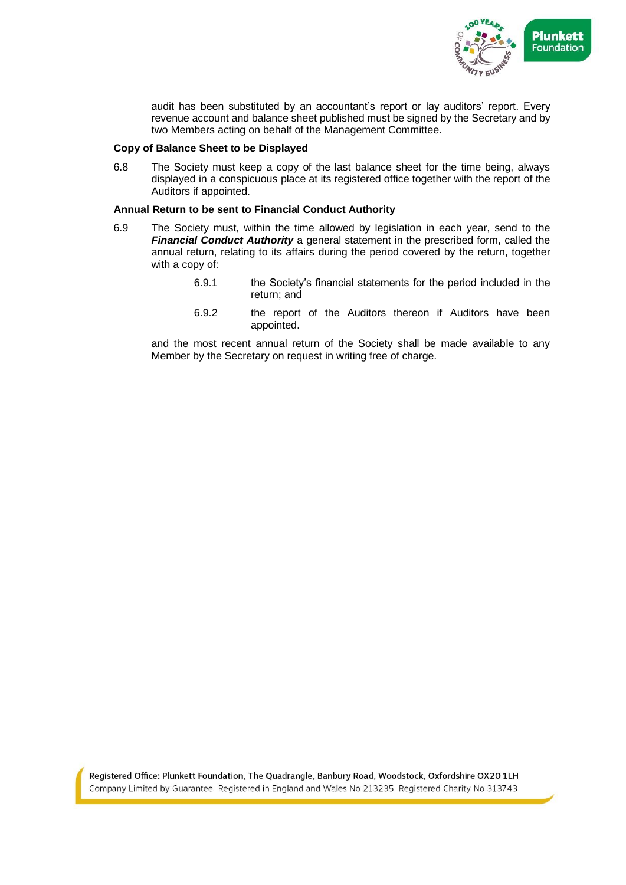audit has been substituted by an accountant's report or lay auditors' report. Every revenue account and balance sheet published must be signed by the Secretary and by two Members acting on behalf of the Management Committee.

**Copy of Balance Sheet to be Displayed**

6.8 The Society must keep a copy of the last balance sheet for the time being, always displayed in a conspicuous place at its registered office together with the report of the Auditors if appointed.

**Annual Return to be sent to Financial Conduct Authority**

6.9 The Society must, within the time allowed by legislation in each year, send to the ***Financial Conduct Authority*** a general statement in the prescribed form, called the annual return, relating to its affairs during the period covered by the return, together with a copy of:

> 6.9.1 the Society's financial statements for the period included in the return; and
>
> 6.9.2 the report of the Auditors thereon if Auditors have been appointed.

and the most recent annual return of the Society shall be made available to any Member by the Secretary on request in writing free of charge.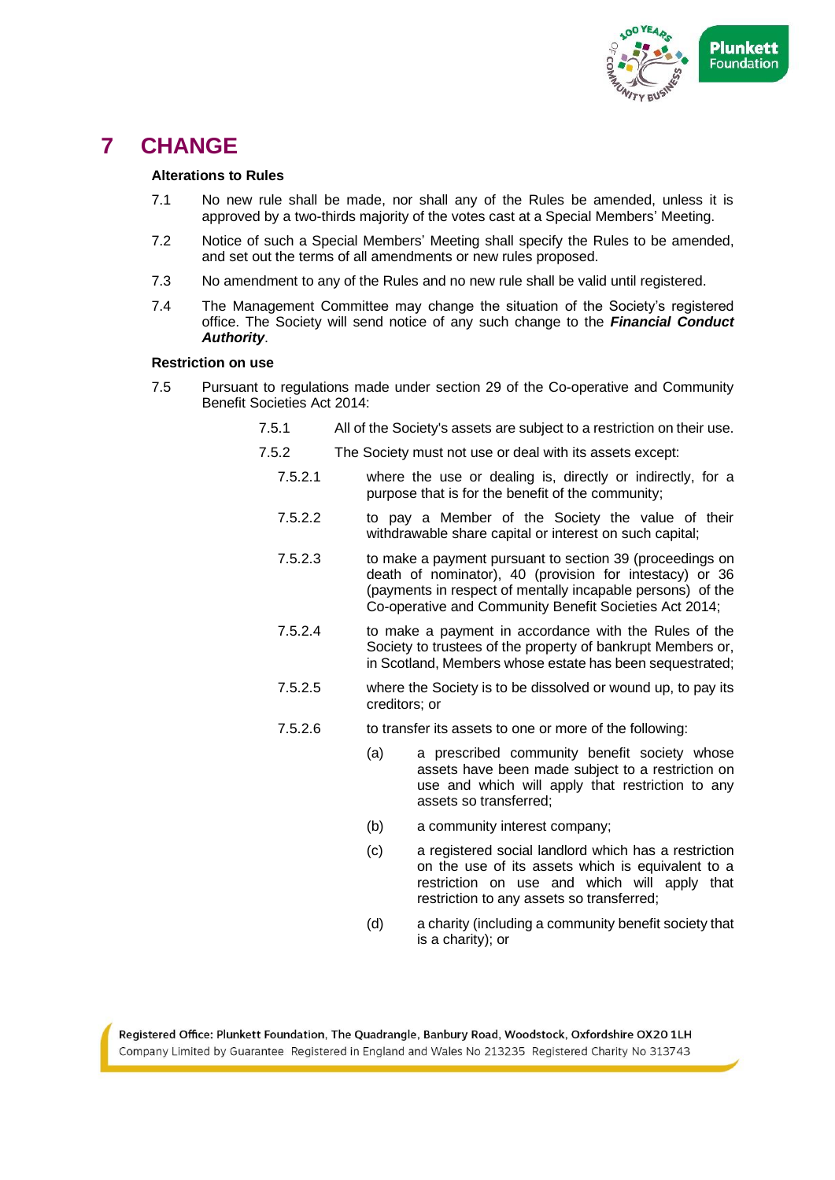# 7 CHANGE

**Alterations to Rules**

7.1 No new rule shall be made, nor shall any of the Rules be amended, unless it is approved by a two-thirds majority of the votes cast at a Special Members' Meeting.

7.2 Notice of such a Special Members' Meeting shall specify the Rules to be amended, and set out the terms of all amendments or new rules proposed.

7.3 No amendment to any of the Rules and no new rule shall be valid until registered.

7.4 The Management Committee may change the situation of the Society's registered office. The Society will send notice of any such change to the ***Financial Conduct Authority***.

**Restriction on use**

7.5 Pursuant to regulations made under section 29 of the Co-operative and Community Benefit Societies Act 2014:

7.5.1 All of the Society's assets are subject to a restriction on their use.

7.5.2 The Society must not use or deal with its assets except:

7.5.2.1 where the use or dealing is, directly or indirectly, for a purpose that is for the benefit of the community;

7.5.2.2 to pay a Member of the Society the value of their withdrawable share capital or interest on such capital;

7.5.2.3 to make a payment pursuant to section 39 (proceedings on death of nominator), 40 (provision for intestacy) or 36 (payments in respect of mentally incapable persons) of the Co-operative and Community Benefit Societies Act 2014;

7.5.2.4 to make a payment in accordance with the Rules of the Society to trustees of the property of bankrupt Members or, in Scotland, Members whose estate has been sequestrated;

7.5.2.5 where the Society is to be dissolved or wound up, to pay its creditors; or

7.5.2.6 to transfer its assets to one or more of the following:

(a) a prescribed community benefit society whose assets have been made subject to a restriction on use and which will apply that restriction to any assets so transferred;

(b) a community interest company;

(c) a registered social landlord which has a restriction on the use of its assets which is equivalent to a restriction on use and which will apply that restriction to any assets so transferred;

(d) a charity (including a community benefit society that is a charity); or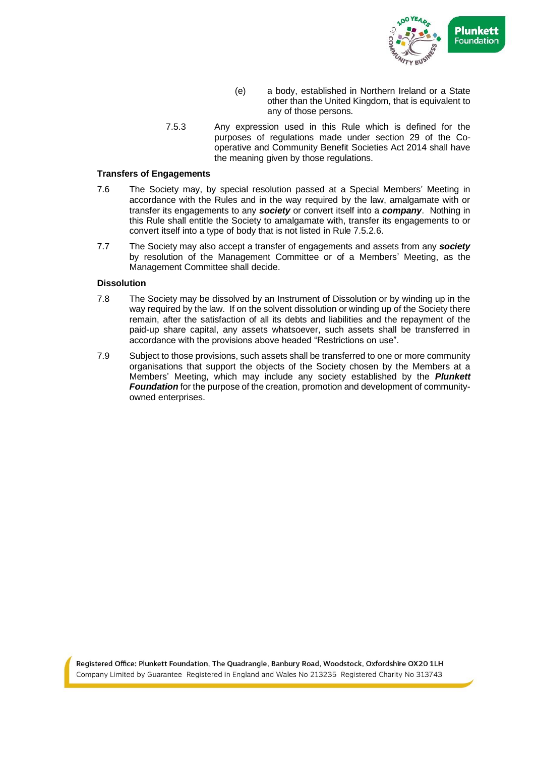(e) a body, established in Northern Ireland or a State other than the United Kingdom, that is equivalent to any of those persons.

7.5.3 Any expression used in this Rule which is defined for the purposes of regulations made under section 29 of the Co-operative and Community Benefit Societies Act 2014 shall have the meaning given by those regulations.

**Transfers of Engagements**

7.6 The Society may, by special resolution passed at a Special Members' Meeting in accordance with the Rules and in the way required by the law, amalgamate with or transfer its engagements to any ***society*** or convert itself into a ***company***. Nothing in this Rule shall entitle the Society to amalgamate with, transfer its engagements to or convert itself into a type of body that is not listed in Rule 7.5.2.6.

7.7 The Society may also accept a transfer of engagements and assets from any ***society*** by resolution of the Management Committee or of a Members' Meeting, as the Management Committee shall decide.

**Dissolution**

7.8 The Society may be dissolved by an Instrument of Dissolution or by winding up in the way required by the law. If on the solvent dissolution or winding up of the Society there remain, after the satisfaction of all its debts and liabilities and the repayment of the paid-up share capital, any assets whatsoever, such assets shall be transferred in accordance with the provisions above headed "Restrictions on use".

7.9 Subject to those provisions, such assets shall be transferred to one or more community organisations that support the objects of the Society chosen by the Members at a Members' Meeting, which may include any society established by the ***Plunkett Foundation*** for the purpose of the creation, promotion and development of community-owned enterprises.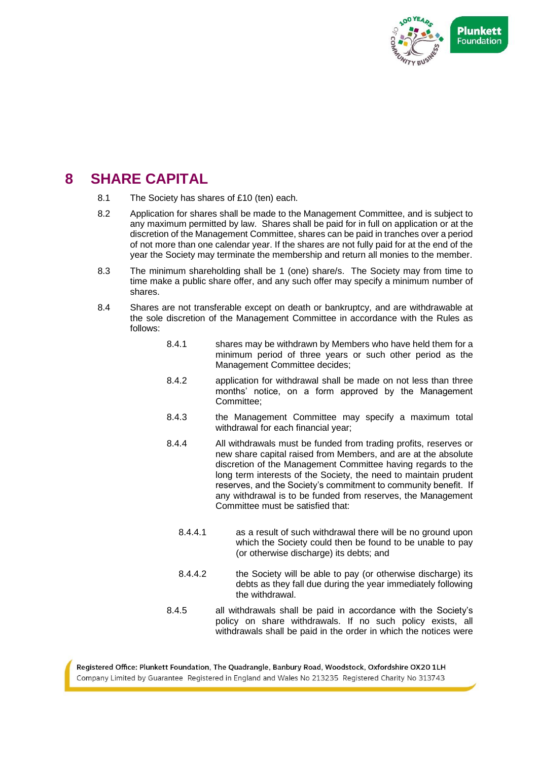# 8 SHARE CAPITAL

8.1 The Society has shares of £10 (ten) each.

8.2 Application for shares shall be made to the Management Committee, and is subject to any maximum permitted by law. Shares shall be paid for in full on application or at the discretion of the Management Committee, shares can be paid in tranches over a period of not more than one calendar year. If the shares are not fully paid for at the end of the year the Society may terminate the membership and return all monies to the member.

8.3 The minimum shareholding shall be 1 (one) share/s. The Society may from time to time make a public share offer, and any such offer may specify a minimum number of shares.

8.4 Shares are not transferable except on death or bankruptcy, and are withdrawable at the sole discretion of the Management Committee in accordance with the Rules as follows:

- 8.4.1 shares may be withdrawn by Members who have held them for a minimum period of three years or such other period as the Management Committee decides;
- 8.4.2 application for withdrawal shall be made on not less than three months' notice, on a form approved by the Management Committee;
- 8.4.3 the Management Committee may specify a maximum total withdrawal for each financial year;
- 8.4.4 All withdrawals must be funded from trading profits, reserves or new share capital raised from Members, and are at the absolute discretion of the Management Committee having regards to the long term interests of the Society, the need to maintain prudent reserves, and the Society's commitment to community benefit. If any withdrawal is to be funded from reserves, the Management Committee must be satisfied that:
  - 8.4.4.1 as a result of such withdrawal there will be no ground upon which the Society could then be found to be unable to pay (or otherwise discharge) its debts; and
  - 8.4.4.2 the Society will be able to pay (or otherwise discharge) its debts as they fall due during the year immediately following the withdrawal.
- 8.4.5 all withdrawals shall be paid in accordance with the Society's policy on share withdrawals. If no such policy exists, all withdrawals shall be paid in the order in which the notices were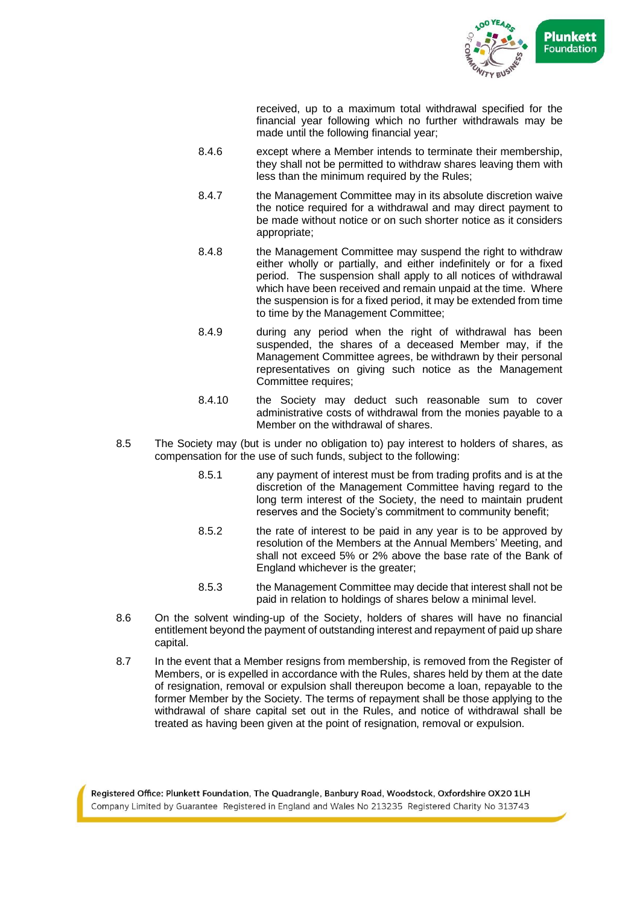received, up to a maximum total withdrawal specified for the financial year following which no further withdrawals may be made until the following financial year;

8.4.6 except where a Member intends to terminate their membership, they shall not be permitted to withdraw shares leaving them with less than the minimum required by the Rules;

8.4.7 the Management Committee may in its absolute discretion waive the notice required for a withdrawal and may direct payment to be made without notice or on such shorter notice as it considers appropriate;

8.4.8 the Management Committee may suspend the right to withdraw either wholly or partially, and either indefinitely or for a fixed period. The suspension shall apply to all notices of withdrawal which have been received and remain unpaid at the time. Where the suspension is for a fixed period, it may be extended from time to time by the Management Committee;

8.4.9 during any period when the right of withdrawal has been suspended, the shares of a deceased Member may, if the Management Committee agrees, be withdrawn by their personal representatives on giving such notice as the Management Committee requires;

8.4.10 the Society may deduct such reasonable sum to cover administrative costs of withdrawal from the monies payable to a Member on the withdrawal of shares.

8.5 The Society may (but is under no obligation to) pay interest to holders of shares, as compensation for the use of such funds, subject to the following:

8.5.1 any payment of interest must be from trading profits and is at the discretion of the Management Committee having regard to the long term interest of the Society, the need to maintain prudent reserves and the Society's commitment to community benefit;

8.5.2 the rate of interest to be paid in any year is to be approved by resolution of the Members at the Annual Members' Meeting, and shall not exceed 5% or 2% above the base rate of the Bank of England whichever is the greater;

8.5.3 the Management Committee may decide that interest shall not be paid in relation to holdings of shares below a minimal level.

8.6 On the solvent winding-up of the Society, holders of shares will have no financial entitlement beyond the payment of outstanding interest and repayment of paid up share capital.

8.7 In the event that a Member resigns from membership, is removed from the Register of Members, or is expelled in accordance with the Rules, shares held by them at the date of resignation, removal or expulsion shall thereupon become a loan, repayable to the former Member by the Society. The terms of repayment shall be those applying to the withdrawal of share capital set out in the Rules, and notice of withdrawal shall be treated as having been given at the point of resignation, removal or expulsion.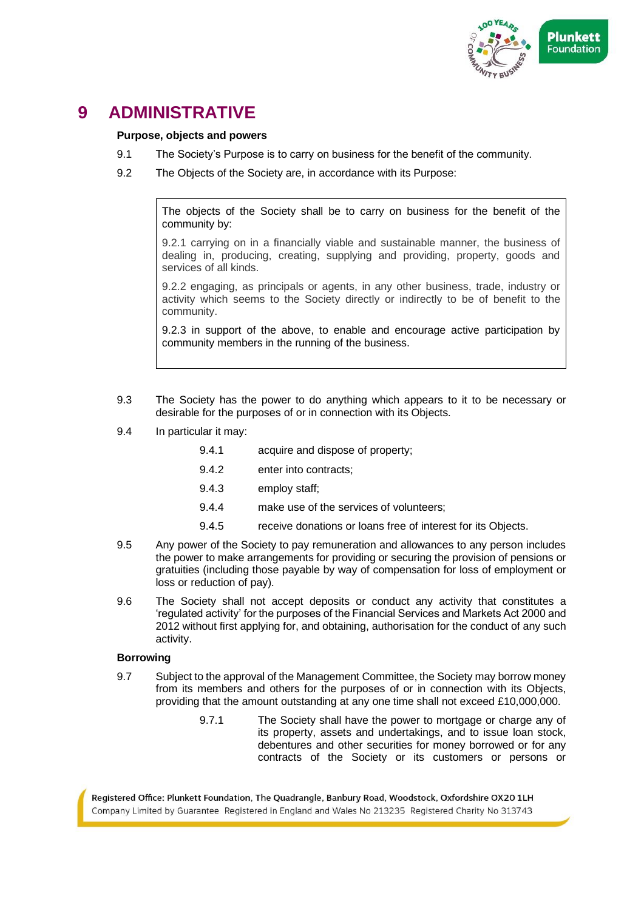# 9 ADMINISTRATIVE

**Purpose, objects and powers**

9.1 The Society's Purpose is to carry on business for the benefit of the community.

9.2 The Objects of the Society are, in accordance with its Purpose:

> The objects of the Society shall be to carry on business for the benefit of the community by:
>
> 9.2.1 carrying on in a financially viable and sustainable manner, the business of dealing in, producing, creating, supplying and providing, property, goods and services of all kinds.
>
> 9.2.2 engaging, as principals or agents, in any other business, trade, industry or activity which seems to the Society directly or indirectly to be of benefit to the community.
>
> 9.2.3 in support of the above, to enable and encourage active participation by community members in the running of the business.

9.3 The Society has the power to do anything which appears to it to be necessary or desirable for the purposes of or in connection with its Objects.

9.4 In particular it may:

- 9.4.1 acquire and dispose of property;
- 9.4.2 enter into contracts;
- 9.4.3 employ staff;
- 9.4.4 make use of the services of volunteers;
- 9.4.5 receive donations or loans free of interest for its Objects.

9.5 Any power of the Society to pay remuneration and allowances to any person includes the power to make arrangements for providing or securing the provision of pensions or gratuities (including those payable by way of compensation for loss of employment or loss or reduction of pay).

9.6 The Society shall not accept deposits or conduct any activity that constitutes a 'regulated activity' for the purposes of the Financial Services and Markets Act 2000 and 2012 without first applying for, and obtaining, authorisation for the conduct of any such activity.

**Borrowing**

9.7 Subject to the approval of the Management Committee, the Society may borrow money from its members and others for the purposes of or in connection with its Objects, providing that the amount outstanding at any one time shall not exceed £10,000,000.

- 9.7.1 The Society shall have the power to mortgage or charge any of its property, assets and undertakings, and to issue loan stock, debentures and other securities for money borrowed or for any contracts of the Society or its customers or persons or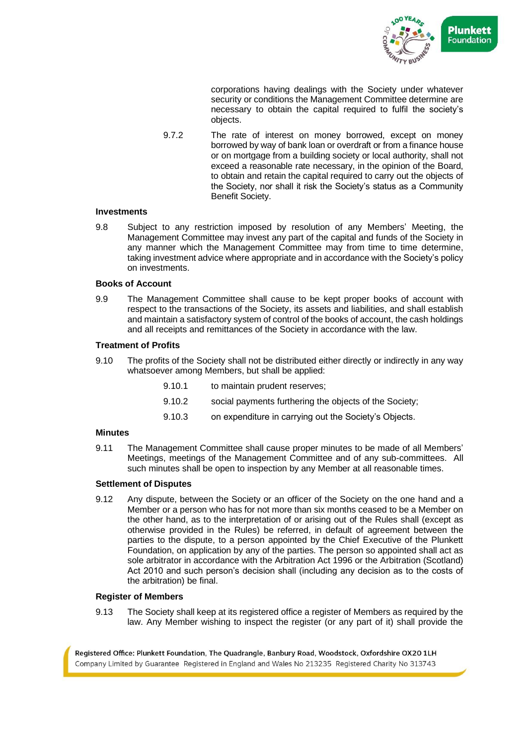corporations having dealings with the Society under whatever security or conditions the Management Committee determine are necessary to obtain the capital required to fulfil the society's objects.

9.7.2 The rate of interest on money borrowed, except on money borrowed by way of bank loan or overdraft or from a finance house or on mortgage from a building society or local authority, shall not exceed a reasonable rate necessary, in the opinion of the Board, to obtain and retain the capital required to carry out the objects of the Society, nor shall it risk the Society's status as a Community Benefit Society.

**Investments**

9.8 Subject to any restriction imposed by resolution of any Members' Meeting, the Management Committee may invest any part of the capital and funds of the Society in any manner which the Management Committee may from time to time determine, taking investment advice where appropriate and in accordance with the Society's policy on investments.

**Books of Account**

9.9 The Management Committee shall cause to be kept proper books of account with respect to the transactions of the Society, its assets and liabilities, and shall establish and maintain a satisfactory system of control of the books of account, the cash holdings and all receipts and remittances of the Society in accordance with the law.

**Treatment of Profits**

9.10 The profits of the Society shall not be distributed either directly or indirectly in any way whatsoever among Members, but shall be applied:

9.10.1 to maintain prudent reserves;

9.10.2 social payments furthering the objects of the Society;

9.10.3 on expenditure in carrying out the Society's Objects.

**Minutes**

9.11 The Management Committee shall cause proper minutes to be made of all Members' Meetings, meetings of the Management Committee and of any sub-committees. All such minutes shall be open to inspection by any Member at all reasonable times.

**Settlement of Disputes**

9.12 Any dispute, between the Society or an officer of the Society on the one hand and a Member or a person who has for not more than six months ceased to be a Member on the other hand, as to the interpretation of or arising out of the Rules shall (except as otherwise provided in the Rules) be referred, in default of agreement between the parties to the dispute, to a person appointed by the Chief Executive of the Plunkett Foundation, on application by any of the parties. The person so appointed shall act as sole arbitrator in accordance with the Arbitration Act 1996 or the Arbitration (Scotland) Act 2010 and such person's decision shall (including any decision as to the costs of the arbitration) be final.

**Register of Members**

9.13 The Society shall keep at its registered office a register of Members as required by the law. Any Member wishing to inspect the register (or any part of it) shall provide the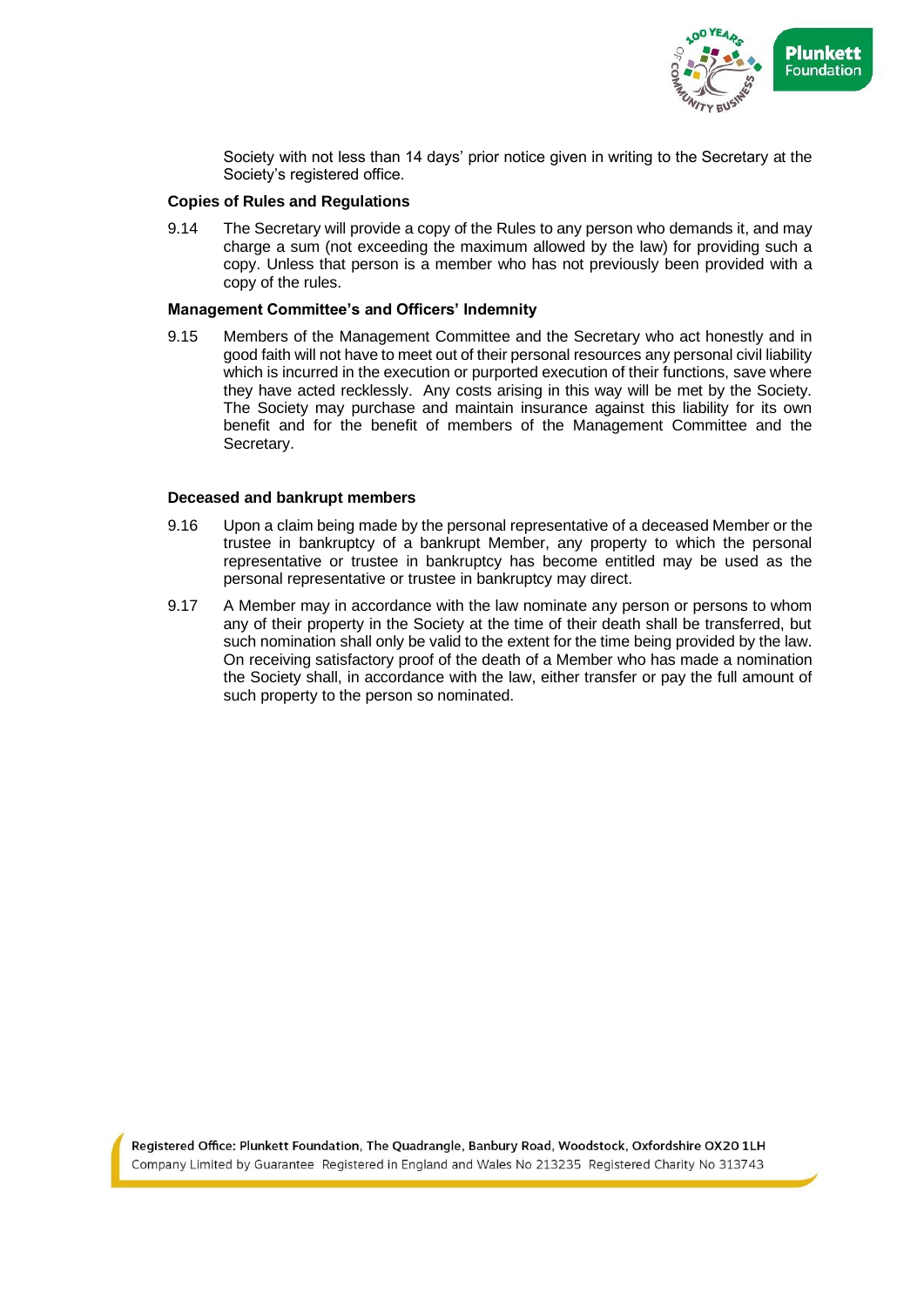Society with not less than 14 days' prior notice given in writing to the Secretary at the Society's registered office.

**Copies of Rules and Regulations**

9.14 The Secretary will provide a copy of the Rules to any person who demands it, and may charge a sum (not exceeding the maximum allowed by the law) for providing such a copy. Unless that person is a member who has not previously been provided with a copy of the rules.

**Management Committee's and Officers' Indemnity**

9.15 Members of the Management Committee and the Secretary who act honestly and in good faith will not have to meet out of their personal resources any personal civil liability which is incurred in the execution or purported execution of their functions, save where they have acted recklessly. Any costs arising in this way will be met by the Society. The Society may purchase and maintain insurance against this liability for its own benefit and for the benefit of members of the Management Committee and the Secretary.

**Deceased and bankrupt members**

9.16 Upon a claim being made by the personal representative of a deceased Member or the trustee in bankruptcy of a bankrupt Member, any property to which the personal representative or trustee in bankruptcy has become entitled may be used as the personal representative or trustee in bankruptcy may direct.

9.17 A Member may in accordance with the law nominate any person or persons to whom any of their property in the Society at the time of their death shall be transferred, but such nomination shall only be valid to the extent for the time being provided by the law. On receiving satisfactory proof of the death of a Member who has made a nomination the Society shall, in accordance with the law, either transfer or pay the full amount of such property to the person so nominated.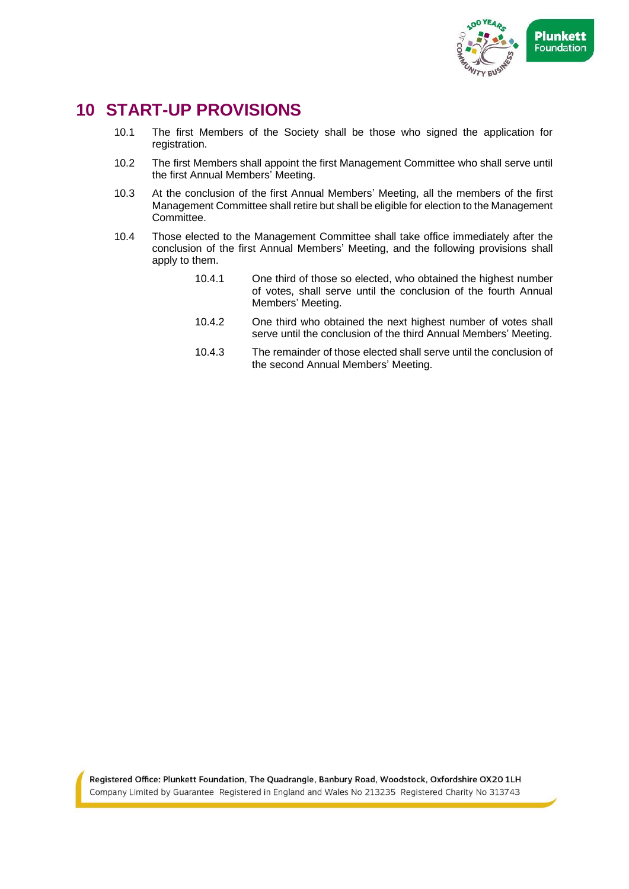# 10 START-UP PROVISIONS

10.1 The first Members of the Society shall be those who signed the application for registration.

10.2 The first Members shall appoint the first Management Committee who shall serve until the first Annual Members' Meeting.

10.3 At the conclusion of the first Annual Members' Meeting, all the members of the first Management Committee shall retire but shall be eligible for election to the Management Committee.

10.4 Those elected to the Management Committee shall take office immediately after the conclusion of the first Annual Members' Meeting, and the following provisions shall apply to them.

> 10.4.1 One third of those so elected, who obtained the highest number of votes, shall serve until the conclusion of the fourth Annual Members' Meeting.
>
> 10.4.2 One third who obtained the next highest number of votes shall serve until the conclusion of the third Annual Members' Meeting.
>
> 10.4.3 The remainder of those elected shall serve until the conclusion of the second Annual Members' Meeting.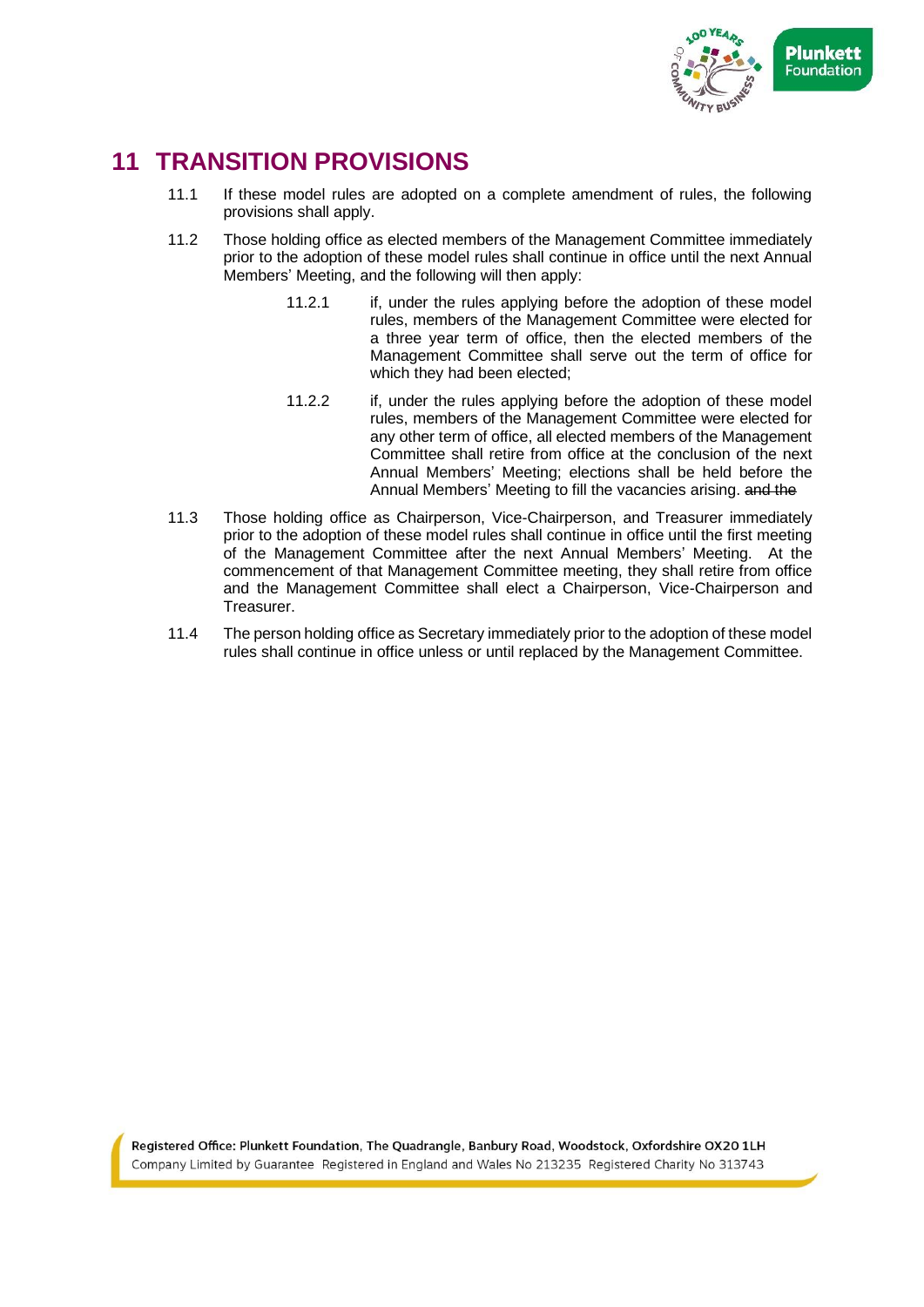# 11 TRANSITION PROVISIONS

11.1 If these model rules are adopted on a complete amendment of rules, the following provisions shall apply.

11.2 Those holding office as elected members of the Management Committee immediately prior to the adoption of these model rules shall continue in office until the next Annual Members' Meeting, and the following will then apply:

> 11.2.1 if, under the rules applying before the adoption of these model rules, members of the Management Committee were elected for a three year term of office, then the elected members of the Management Committee shall serve out the term of office for which they had been elected;
>
> 11.2.2 if, under the rules applying before the adoption of these model rules, members of the Management Committee were elected for any other term of office, all elected members of the Management Committee shall retire from office at the conclusion of the next Annual Members' Meeting; elections shall be held before the Annual Members' Meeting to fill the vacancies arising. ~~and the~~

11.3 Those holding office as Chairperson, Vice-Chairperson, and Treasurer immediately prior to the adoption of these model rules shall continue in office until the first meeting of the Management Committee after the next Annual Members' Meeting. At the commencement of that Management Committee meeting, they shall retire from office and the Management Committee shall elect a Chairperson, Vice-Chairperson and Treasurer.

11.4 The person holding office as Secretary immediately prior to the adoption of these model rules shall continue in office unless or until replaced by the Management Committee.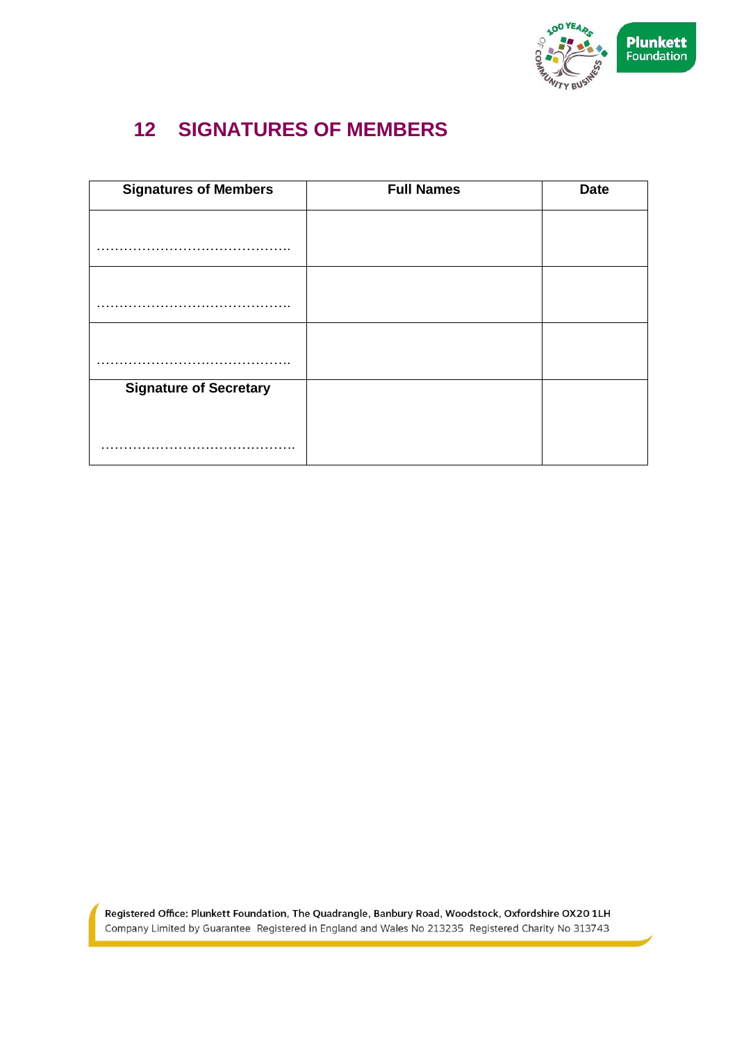## 12 SIGNATURES OF MEMBERS

| Signatures of Members | Full Names | Date |
|---|---|---|
| …………………………………… | | |
| …………………………………… | | |
| …………………………………… | | |
| **Signature of Secretary**<br><br>…………………………………… | | |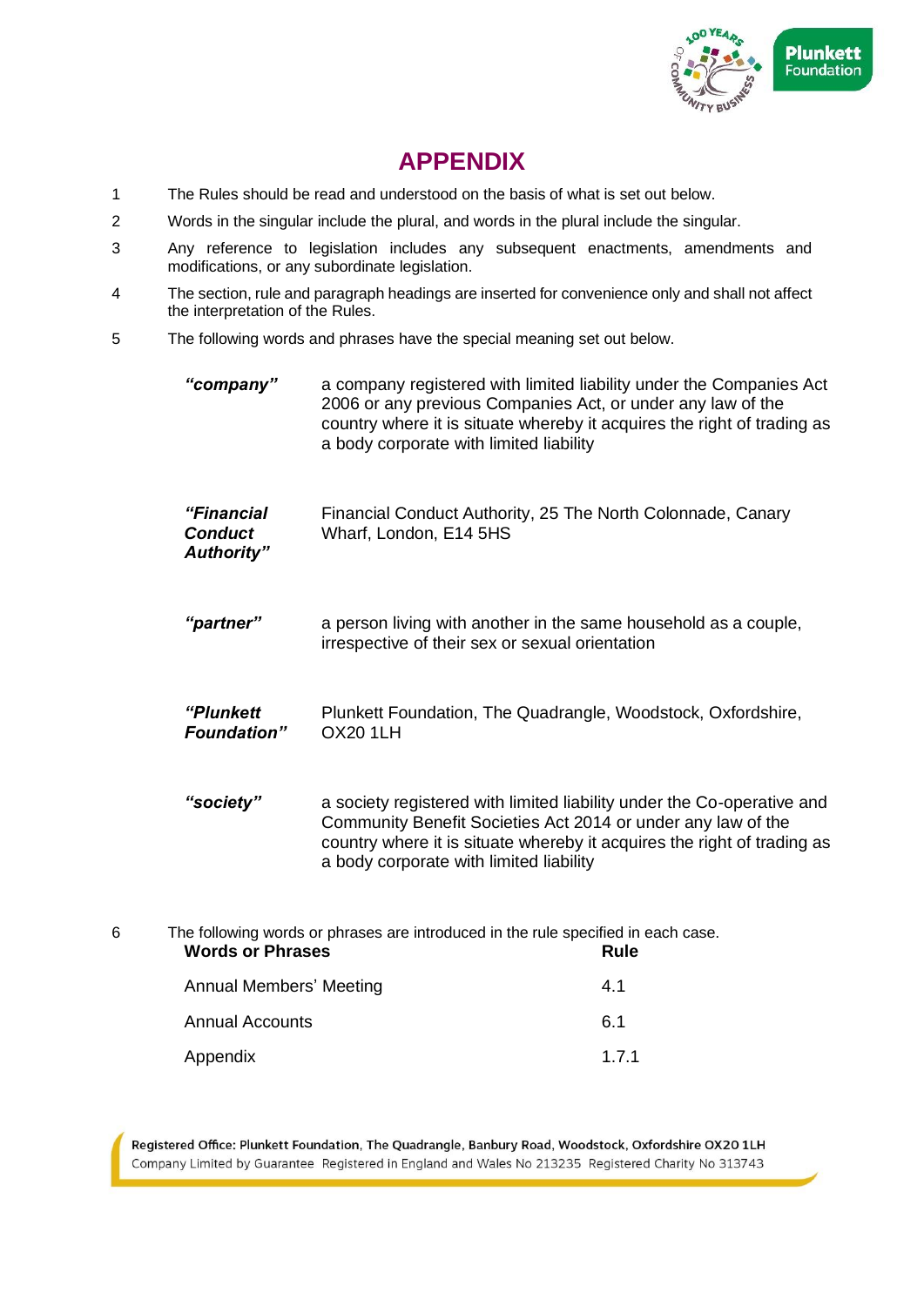# APPENDIX

1 The Rules should be read and understood on the basis of what is set out below.

2 Words in the singular include the plural, and words in the plural include the singular.

3 Any reference to legislation includes any subsequent enactments, amendments and modifications, or any subordinate legislation.

4 The section, rule and paragraph headings are inserted for convenience only and shall not affect the interpretation of the Rules.

5 The following words and phrases have the special meaning set out below.

| | |
|---|---|
| ***"company"*** | a company registered with limited liability under the Companies Act 2006 or any previous Companies Act, or under any law of the country where it is situate whereby it acquires the right of trading as a body corporate with limited liability |
| ***"Financial Conduct Authority"*** | Financial Conduct Authority, 25 The North Colonnade, Canary Wharf, London, E14 5HS |
| ***"partner"*** | a person living with another in the same household as a couple, irrespective of their sex or sexual orientation |
| ***"Plunkett Foundation"*** | Plunkett Foundation, The Quadrangle, Woodstock, Oxfordshire, OX20 1LH |
| ***"society"*** | a society registered with limited liability under the Co-operative and Community Benefit Societies Act 2014 or under any law of the country where it is situate whereby it acquires the right of trading as a body corporate with limited liability |

6 The following words or phrases are introduced in the rule specified in each case.

| Words or Phrases | Rule |
|---|---|
| Annual Members' Meeting | 4.1 |
| Annual Accounts | 6.1 |
| Appendix | 1.7.1 |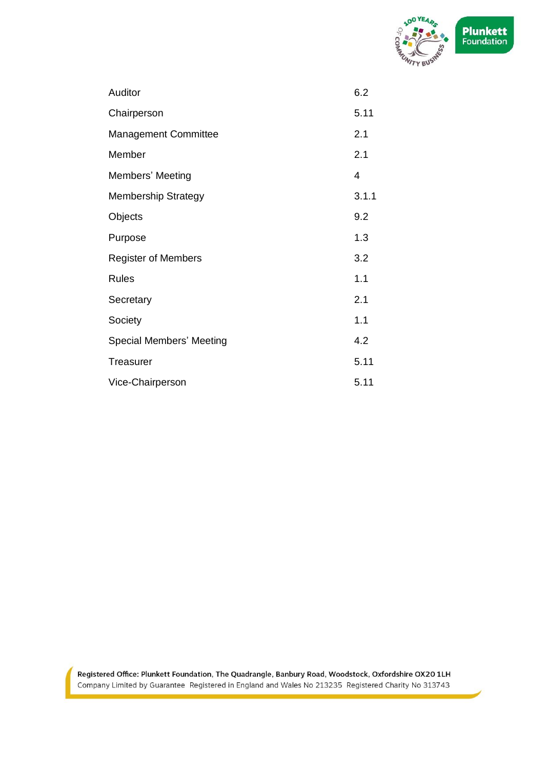| | |
|---|---|
| Auditor | 6.2 |
| Chairperson | 5.11 |
| Management Committee | 2.1 |
| Member | 2.1 |
| Members' Meeting | 4 |
| Membership Strategy | 3.1.1 |
| Objects | 9.2 |
| Purpose | 1.3 |
| Register of Members | 3.2 |
| Rules | 1.1 |
| Secretary | 2.1 |
| Society | 1.1 |
| Special Members' Meeting | 4.2 |
| Treasurer | 5.11 |
| Vice-Chairperson | 5.11 |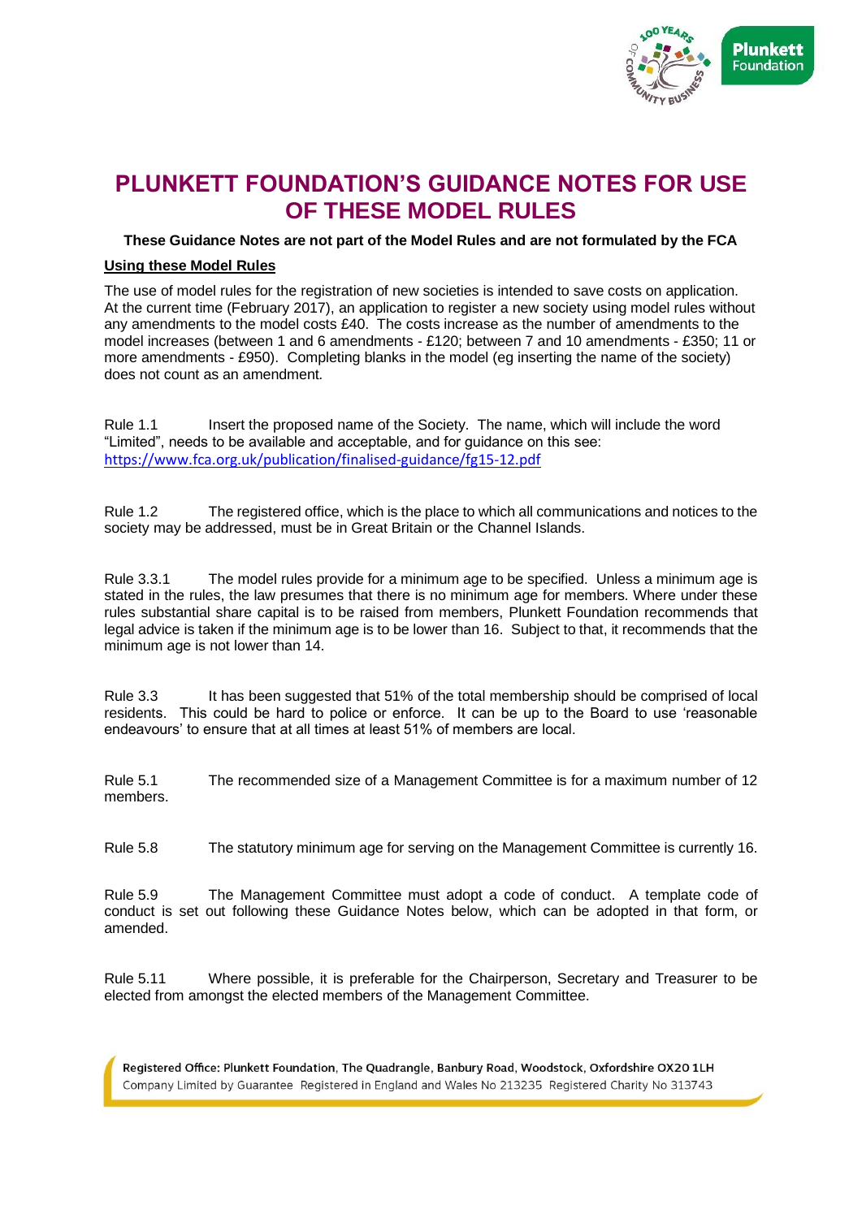# PLUNKETT FOUNDATION'S GUIDANCE NOTES FOR USE OF THESE MODEL RULES

**These Guidance Notes are not part of the Model Rules and are not formulated by the FCA**

**Using these Model Rules**

The use of model rules for the registration of new societies is intended to save costs on application. At the current time (February 2017), an application to register a new society using model rules without any amendments to the model costs £40. The costs increase as the number of amendments to the model increases (between 1 and 6 amendments - £120; between 7 and 10 amendments - £350; 11 or more amendments - £950). Completing blanks in the model (eg inserting the name of the society) does not count as an amendment.

Rule 1.1 Insert the proposed name of the Society. The name, which will include the word "Limited", needs to be available and acceptable, and for guidance on this see: https://www.fca.org.uk/publication/finalised-guidance/fg15-12.pdf

Rule 1.2 The registered office, which is the place to which all communications and notices to the society may be addressed, must be in Great Britain or the Channel Islands.

Rule 3.3.1 The model rules provide for a minimum age to be specified. Unless a minimum age is stated in the rules, the law presumes that there is no minimum age for members. Where under these rules substantial share capital is to be raised from members, Plunkett Foundation recommends that legal advice is taken if the minimum age is to be lower than 16. Subject to that, it recommends that the minimum age is not lower than 14.

Rule 3.3 It has been suggested that 51% of the total membership should be comprised of local residents. This could be hard to police or enforce. It can be up to the Board to use 'reasonable endeavours' to ensure that at all times at least 51% of members are local.

Rule 5.1 The recommended size of a Management Committee is for a maximum number of 12 members.

Rule 5.8 The statutory minimum age for serving on the Management Committee is currently 16.

Rule 5.9 The Management Committee must adopt a code of conduct. A template code of conduct is set out following these Guidance Notes below, which can be adopted in that form, or amended.

Rule 5.11 Where possible, it is preferable for the Chairperson, Secretary and Treasurer to be elected from amongst the elected members of the Management Committee.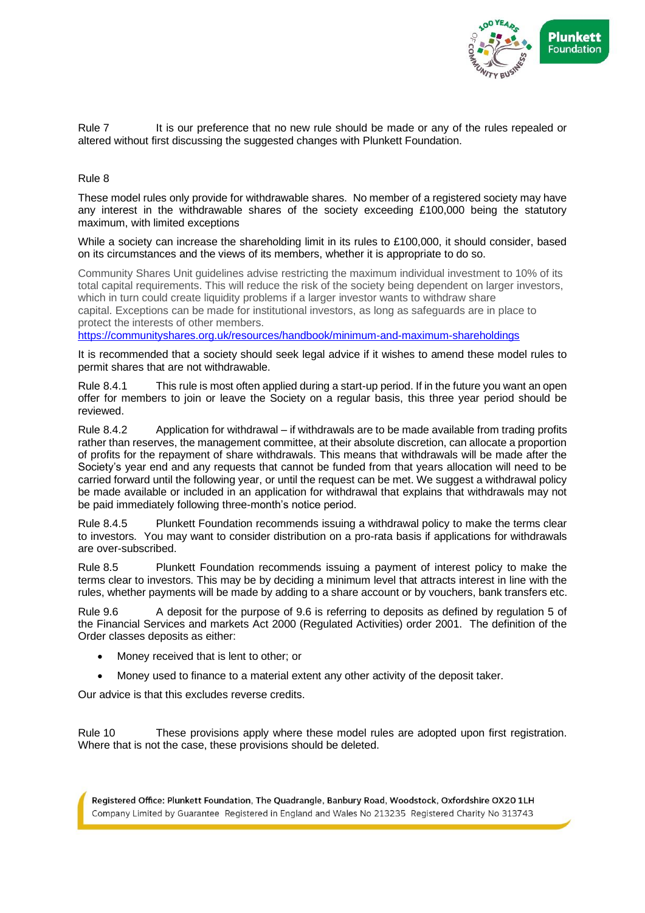Rule 7 It is our preference that no new rule should be made or any of the rules repealed or altered without first discussing the suggested changes with Plunkett Foundation.

Rule 8

These model rules only provide for withdrawable shares. No member of a registered society may have any interest in the withdrawable shares of the society exceeding £100,000 being the statutory maximum, with limited exceptions

While a society can increase the shareholding limit in its rules to £100,000, it should consider, based on its circumstances and the views of its members, whether it is appropriate to do so.

Community Shares Unit guidelines advise restricting the maximum individual investment to 10% of its total capital requirements. This will reduce the risk of the society being dependent on larger investors, which in turn could create liquidity problems if a larger investor wants to withdraw share capital. Exceptions can be made for institutional investors, as long as safeguards are in place to protect the interests of other members.
https://communityshares.org.uk/resources/handbook/minimum-and-maximum-shareholdings

It is recommended that a society should seek legal advice if it wishes to amend these model rules to permit shares that are not withdrawable.

Rule 8.4.1 This rule is most often applied during a start-up period. If in the future you want an open offer for members to join or leave the Society on a regular basis, this three year period should be reviewed.

Rule 8.4.2 Application for withdrawal – if withdrawals are to be made available from trading profits rather than reserves, the management committee, at their absolute discretion, can allocate a proportion of profits for the repayment of share withdrawals. This means that withdrawals will be made after the Society's year end and any requests that cannot be funded from that years allocation will need to be carried forward until the following year, or until the request can be met. We suggest a withdrawal policy be made available or included in an application for withdrawal that explains that withdrawals may not be paid immediately following three-month's notice period.

Rule 8.4.5 Plunkett Foundation recommends issuing a withdrawal policy to make the terms clear to investors. You may want to consider distribution on a pro-rata basis if applications for withdrawals are over-subscribed.

Rule 8.5 Plunkett Foundation recommends issuing a payment of interest policy to make the terms clear to investors. This may be by deciding a minimum level that attracts interest in line with the rules, whether payments will be made by adding to a share account or by vouchers, bank transfers etc.

Rule 9.6 A deposit for the purpose of 9.6 is referring to deposits as defined by regulation 5 of the Financial Services and markets Act 2000 (Regulated Activities) order 2001. The definition of the Order classes deposits as either:

- Money received that is lent to other; or
- Money used to finance to a material extent any other activity of the deposit taker.

Our advice is that this excludes reverse credits.

Rule 10 These provisions apply where these model rules are adopted upon first registration. Where that is not the case, these provisions should be deleted.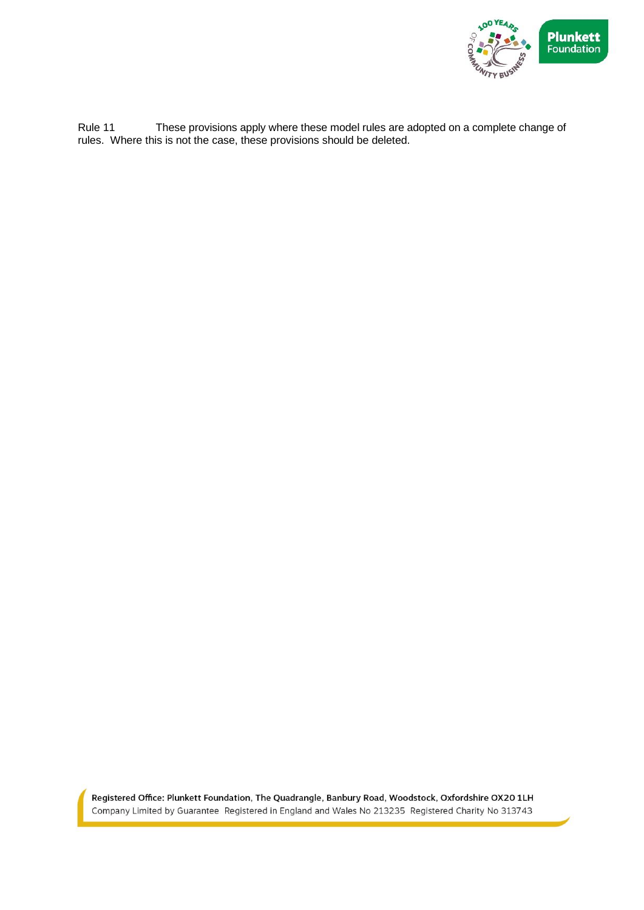Rule 11 These provisions apply where these model rules are adopted on a complete change of rules. Where this is not the case, these provisions should be deleted.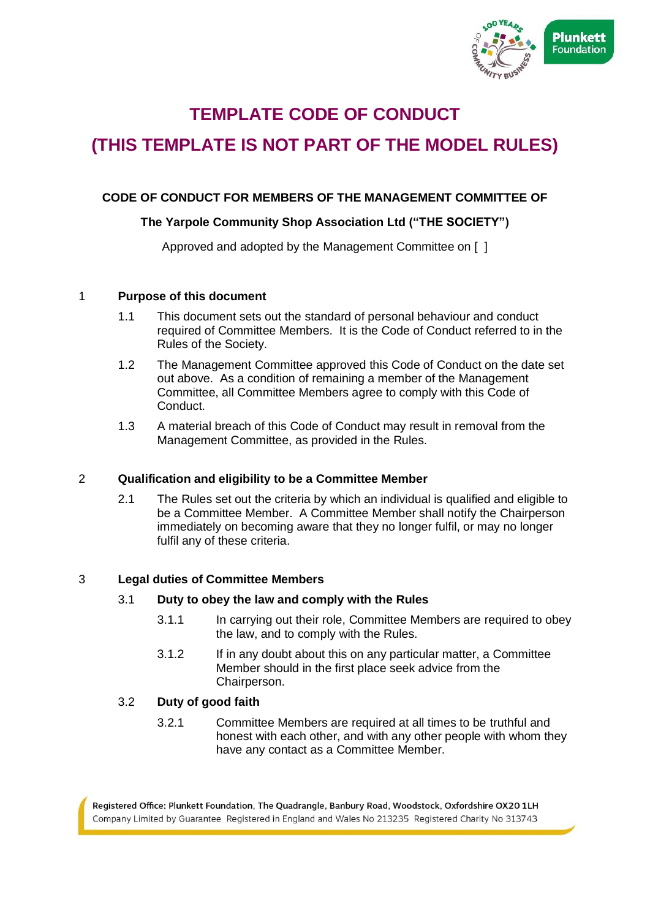# TEMPLATE CODE OF CONDUCT

# (THIS TEMPLATE IS NOT PART OF THE MODEL RULES)

**CODE OF CONDUCT FOR MEMBERS OF THE MANAGEMENT COMMITTEE OF**

**The Yarpole Community Shop Association Ltd ("THE SOCIETY")**

Approved and adopted by the Management Committee on [ ]

## 1 Purpose of this document

1.1 This document sets out the standard of personal behaviour and conduct required of Committee Members. It is the Code of Conduct referred to in the Rules of the Society.

1.2 The Management Committee approved this Code of Conduct on the date set out above. As a condition of remaining a member of the Management Committee, all Committee Members agree to comply with this Code of Conduct.

1.3 A material breach of this Code of Conduct may result in removal from the Management Committee, as provided in the Rules.

## 2 Qualification and eligibility to be a Committee Member

2.1 The Rules set out the criteria by which an individual is qualified and eligible to be a Committee Member. A Committee Member shall notify the Chairperson immediately on becoming aware that they no longer fulfil, or may no longer fulfil any of these criteria.

## 3 Legal duties of Committee Members

### 3.1 Duty to obey the law and comply with the Rules

3.1.1 In carrying out their role, Committee Members are required to obey the law, and to comply with the Rules.

3.1.2 If in any doubt about this on any particular matter, a Committee Member should in the first place seek advice from the Chairperson.

### 3.2 Duty of good faith

3.2.1 Committee Members are required at all times to be truthful and honest with each other, and with any other people with whom they have any contact as a Committee Member.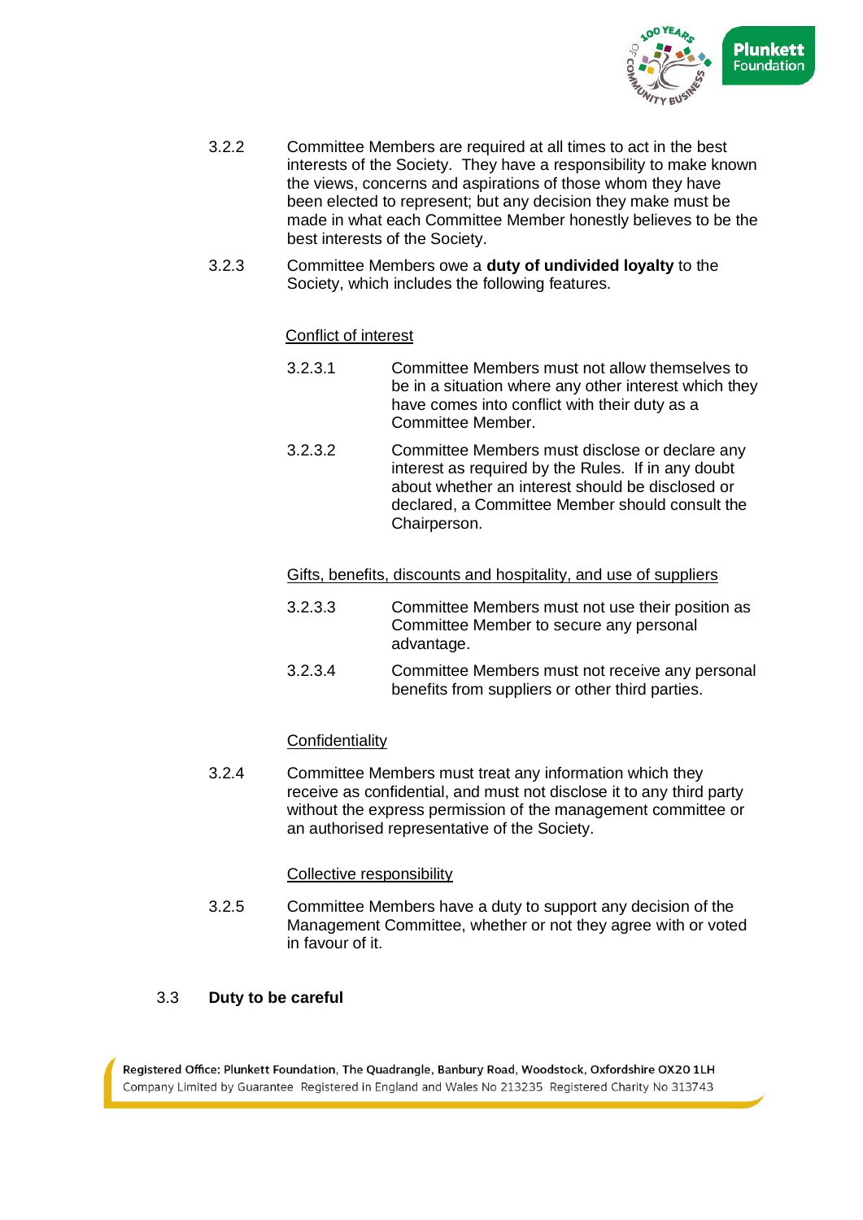3.2.2 Committee Members are required at all times to act in the best interests of the Society. They have a responsibility to make known the views, concerns and aspirations of those whom they have been elected to represent; but any decision they make must be made in what each Committee Member honestly believes to be the best interests of the Society.

3.2.3 Committee Members owe a **duty of undivided loyalty** to the Society, which includes the following features.

Conflict of interest

3.2.3.1 Committee Members must not allow themselves to be in a situation where any other interest which they have comes into conflict with their duty as a Committee Member.

3.2.3.2 Committee Members must disclose or declare any interest as required by the Rules. If in any doubt about whether an interest should be disclosed or declared, a Committee Member should consult the Chairperson.

Gifts, benefits, discounts and hospitality, and use of suppliers

3.2.3.3 Committee Members must not use their position as Committee Member to secure any personal advantage.

3.2.3.4 Committee Members must not receive any personal benefits from suppliers or other third parties.

Confidentiality

3.2.4 Committee Members must treat any information which they receive as confidential, and must not disclose it to any third party without the express permission of the management committee or an authorised representative of the Society.

Collective responsibility

3.2.5 Committee Members have a duty to support any decision of the Management Committee, whether or not they agree with or voted in favour of it.

### 3.3 Duty to be careful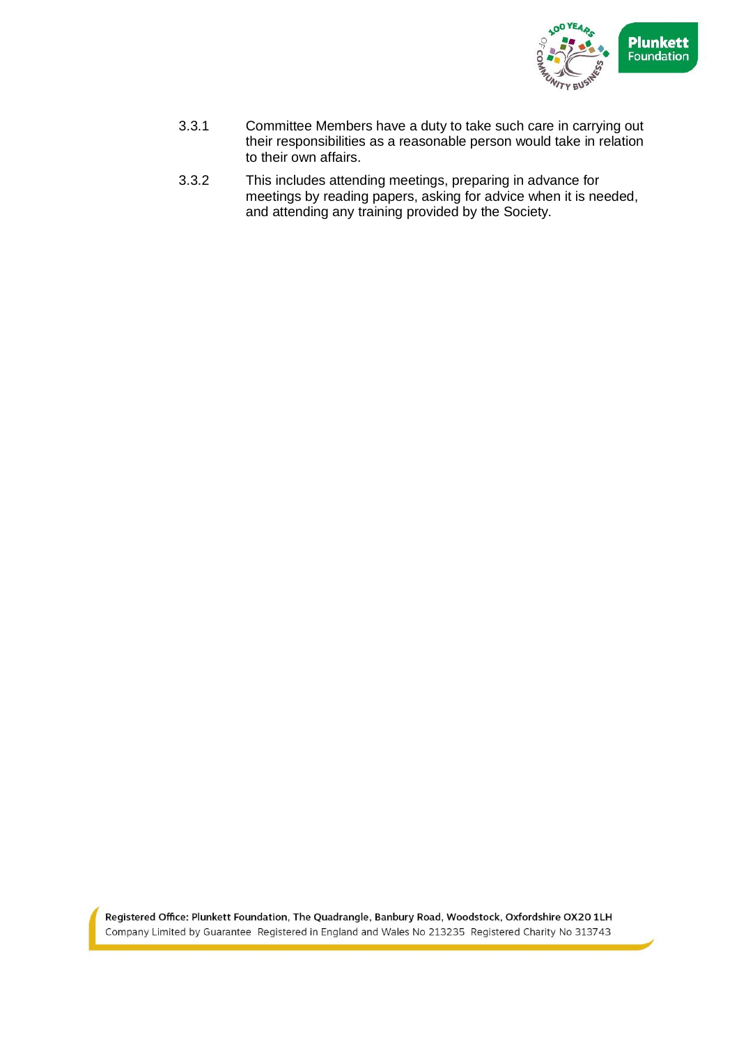3.3.1 Committee Members have a duty to take such care in carrying out their responsibilities as a reasonable person would take in relation to their own affairs.

3.3.2 This includes attending meetings, preparing in advance for meetings by reading papers, asking for advice when it is needed, and attending any training provided by the Society.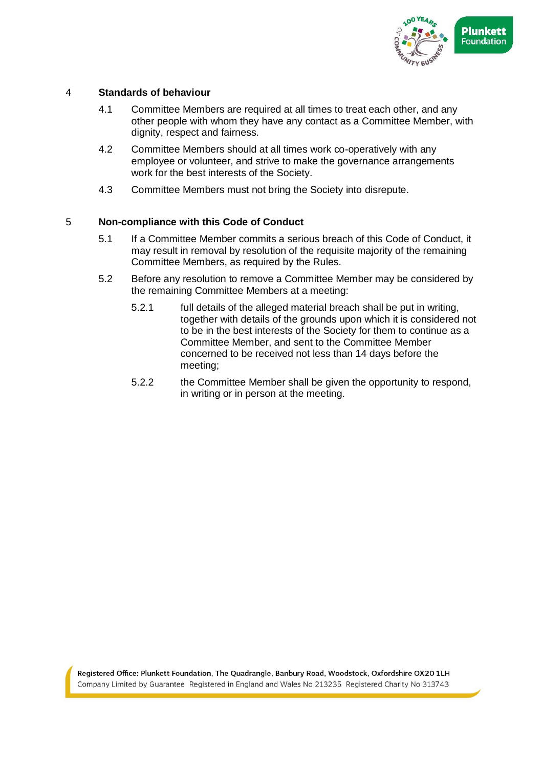## 4 Standards of behaviour

4.1 Committee Members are required at all times to treat each other, and any other people with whom they have any contact as a Committee Member, with dignity, respect and fairness.

4.2 Committee Members should at all times work co-operatively with any employee or volunteer, and strive to make the governance arrangements work for the best interests of the Society.

4.3 Committee Members must not bring the Society into disrepute.

## 5 Non-compliance with this Code of Conduct

5.1 If a Committee Member commits a serious breach of this Code of Conduct, it may result in removal by resolution of the requisite majority of the remaining Committee Members, as required by the Rules.

5.2 Before any resolution to remove a Committee Member may be considered by the remaining Committee Members at a meeting:

5.2.1 full details of the alleged material breach shall be put in writing, together with details of the grounds upon which it is considered not to be in the best interests of the Society for them to continue as a Committee Member, and sent to the Committee Member concerned to be received not less than 14 days before the meeting;

5.2.2 the Committee Member shall be given the opportunity to respond, in writing or in person at the meeting.